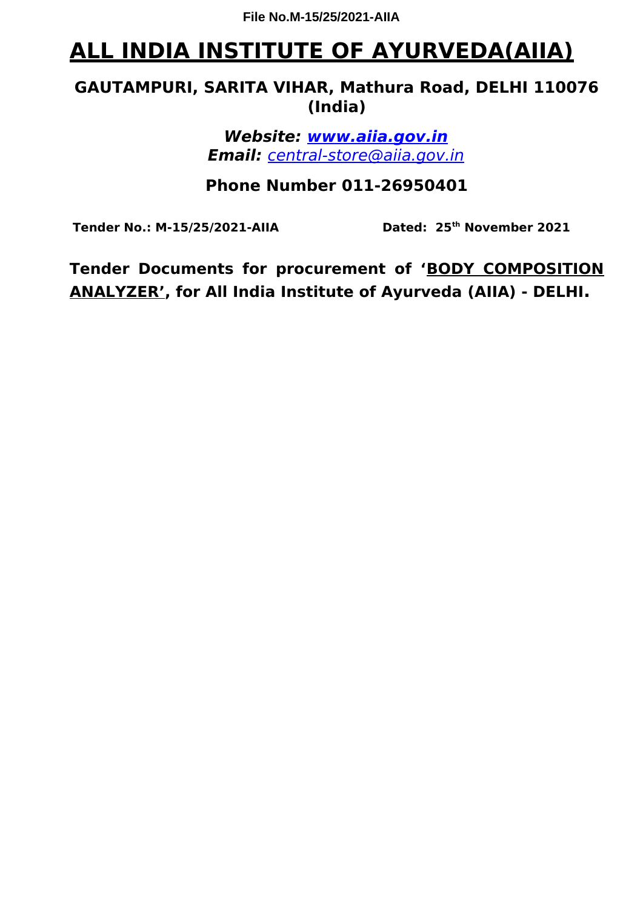File No.M-15/25/2021-AIIA

# ALL INDIA INSTITUTE OF AYURVEDA(AIIA)

## GAUTAMPURI, SARITA VIHAR, Mathura Road, DELHI 110076 (India)

***Website:* [www.aiia.gov.in](http://www.aiia.gov.in)**
***Email:*** *central-store@aiia.gov.in*

**Phone Number 011-26950401**

**Tender No.: M-15/25/2021-AIIA** **Dated: 25th November 2021**

**Tender Documents for procurement of '<u>BODY COMPOSITION ANALYZER</u>', for All India Institute of Ayurveda (AIIA) - DELHI.**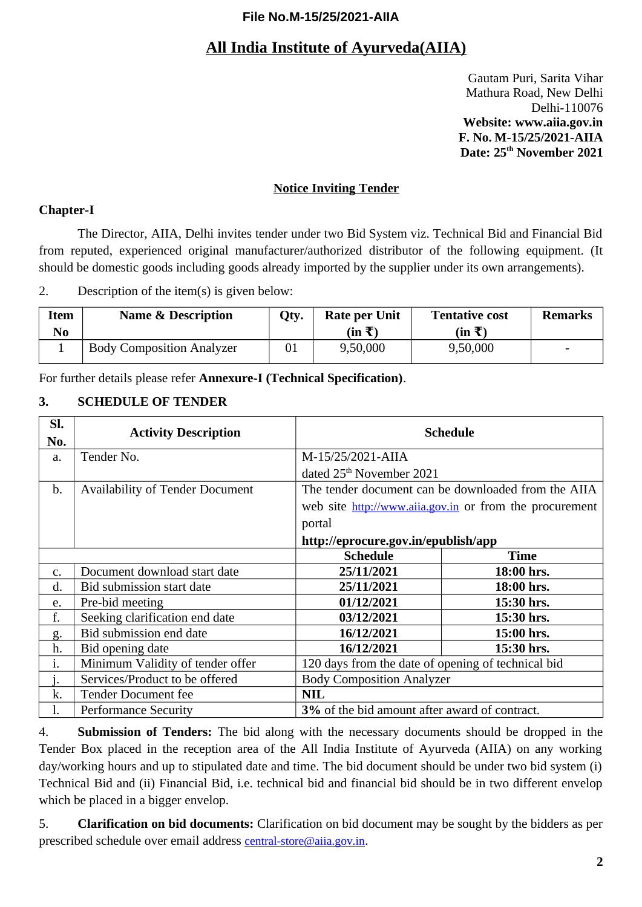File No.M-15/25/2021-AIIA

# All India Institute of Ayurveda(AIIA)

Gautam Puri, Sarita Vihar
Mathura Road, New Delhi
Delhi-110076
**Website: www.aiia.gov.in**
**F. No. M-15/25/2021-AIIA**
**Date: 25th November 2021**

## Notice Inviting Tender

**Chapter-I**

The Director, AIIA, Delhi invites tender under two Bid System viz. Technical Bid and Financial Bid from reputed, experienced original manufacturer/authorized distributor of the following equipment. (It should be domestic goods including goods already imported by the supplier under its own arrangements).

2. Description of the item(s) is given below:

| Item No | Name & Description | Qty. | Rate per Unit (in ₹) | Tentative cost (in ₹) | Remarks |
|---|---|---|---|---|---|
| 1 | Body Composition Analyzer | 01 | 9,50,000 | 9,50,000 | - |

For further details please refer **Annexure-I (Technical Specification)**.

**3. SCHEDULE OF TENDER**

| Sl. No. | Activity Description | Schedule | |
|---|---|---|---|
| a. | Tender No. | M-15/25/2021-AIIA dated 25th November 2021 | |
| b. | Availability of Tender Document | The tender document can be downloaded from the AIIA web site http://www.aiia.gov.in or from the procurement portal **http://eprocure.gov.in/epublish/app** | |
| | | **Schedule** | **Time** |
| c. | Document download start date | **25/11/2021** | **18:00 hrs.** |
| d. | Bid submission start date | **25/11/2021** | **18:00 hrs.** |
| e. | Pre-bid meeting | **01/12/2021** | **15:30 hrs.** |
| f. | Seeking clarification end date | **03/12/2021** | **15:30 hrs.** |
| g. | Bid submission end date | **16/12/2021** | **15:00 hrs.** |
| h. | Bid opening date | **16/12/2021** | **15:30 hrs.** |
| i. | Minimum Validity of tender offer | 120 days from the date of opening of technical bid | |
| j. | Services/Product to be offered | Body Composition Analyzer | |
| k. | Tender Document fee | **NIL** | |
| l. | Performance Security | **3%** of the bid amount after award of contract. | |

4. **Submission of Tenders:** The bid along with the necessary documents should be dropped in the Tender Box placed in the reception area of the All India Institute of Ayurveda (AIIA) on any working day/working hours and up to stipulated date and time. The bid document should be under two bid system (i) Technical Bid and (ii) Financial Bid, i.e. technical bid and financial bid should be in two different envelop which be placed in a bigger envelop.

5. **Clarification on bid documents:** Clarification on bid document may be sought by the bidders as per prescribed schedule over email address central-store@aiia.gov.in.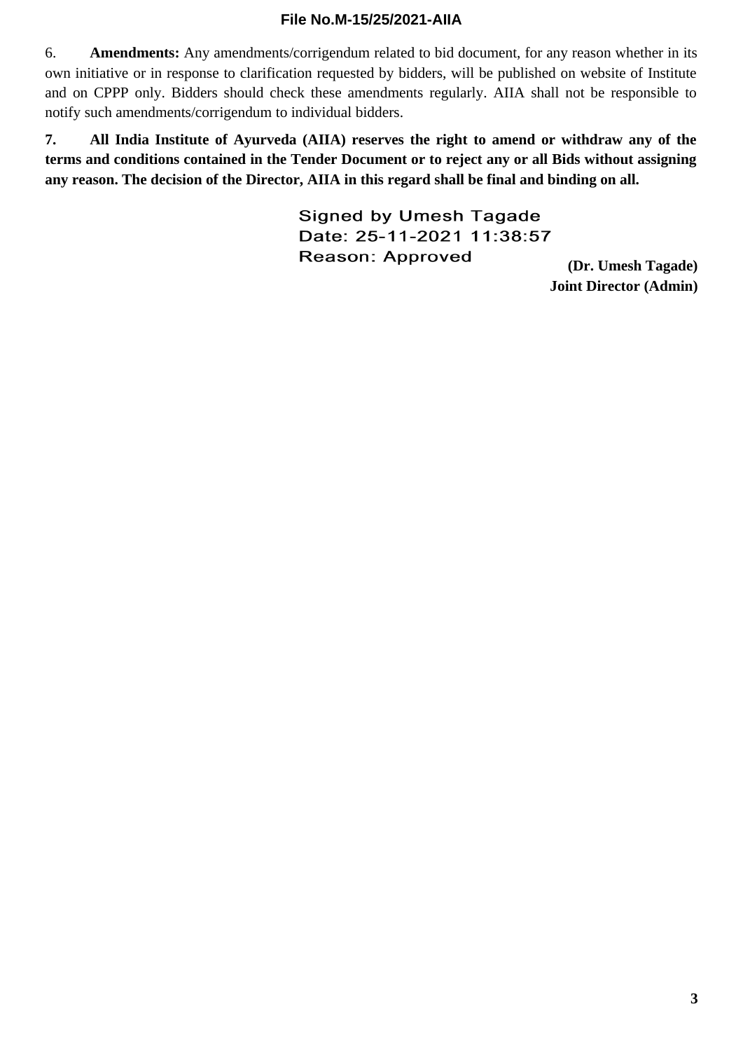6. **Amendments:** Any amendments/corrigendum related to bid document, for any reason whether in its own initiative or in response to clarification requested by bidders, will be published on website of Institute and on CPPP only. Bidders should check these amendments regularly. AIIA shall not be responsible to notify such amendments/corrigendum to individual bidders.

**7. All India Institute of Ayurveda (AIIA) reserves the right to amend or withdraw any of the terms and conditions contained in the Tender Document or to reject any or all Bids without assigning any reason. The decision of the Director, AIIA in this regard shall be final and binding on all.**

Signed by Umesh Tagade
Date: 25-11-2021 11:38:57
Reason: Approved

**(Dr. Umesh Tagade)**
**Joint Director (Admin)**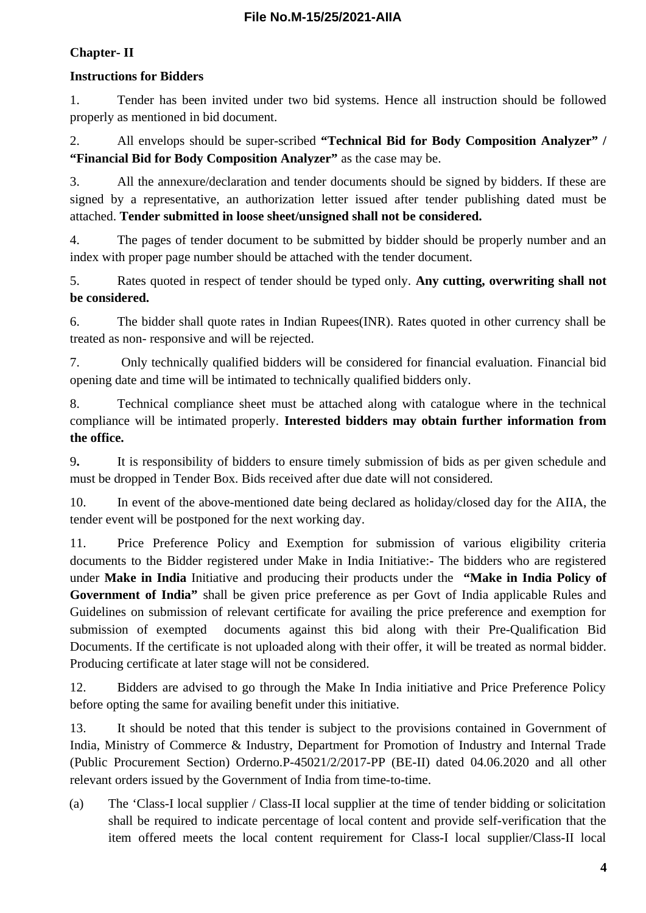**Chapter- II**

**Instructions for Bidders**

1. Tender has been invited under two bid systems. Hence all instruction should be followed properly as mentioned in bid document.

2. All envelops should be super-scribed **"Technical Bid for Body Composition Analyzer" / "Financial Bid for Body Composition Analyzer"** as the case may be.

3. All the annexure/declaration and tender documents should be signed by bidders. If these are signed by a representative, an authorization letter issued after tender publishing dated must be attached. **Tender submitted in loose sheet/unsigned shall not be considered.**

4. The pages of tender document to be submitted by bidder should be properly number and an index with proper page number should be attached with the tender document.

5. Rates quoted in respect of tender should be typed only. **Any cutting, overwriting shall not be considered.**

6. The bidder shall quote rates in Indian Rupees(INR). Rates quoted in other currency shall be treated as non- responsive and will be rejected.

7. Only technically qualified bidders will be considered for financial evaluation. Financial bid opening date and time will be intimated to technically qualified bidders only.

8. Technical compliance sheet must be attached along with catalogue where in the technical compliance will be intimated properly. **Interested bidders may obtain further information from the office.**

9. It is responsibility of bidders to ensure timely submission of bids as per given schedule and must be dropped in Tender Box. Bids received after due date will not considered.

10. In event of the above-mentioned date being declared as holiday/closed day for the AIIA, the tender event will be postponed for the next working day.

11. Price Preference Policy and Exemption for submission of various eligibility criteria documents to the Bidder registered under Make in India Initiative:- The bidders who are registered under **Make in India** Initiative and producing their products under the **"Make in India Policy of Government of India"** shall be given price preference as per Govt of India applicable Rules and Guidelines on submission of relevant certificate for availing the price preference and exemption for submission of exempted documents against this bid along with their Pre-Qualification Bid Documents. If the certificate is not uploaded along with their offer, it will be treated as normal bidder. Producing certificate at later stage will not be considered.

12. Bidders are advised to go through the Make In India initiative and Price Preference Policy before opting the same for availing benefit under this initiative.

13. It should be noted that this tender is subject to the provisions contained in Government of India, Ministry of Commerce & Industry, Department for Promotion of Industry and Internal Trade (Public Procurement Section) Orderno.P-45021/2/2017-PP (BE-II) dated 04.06.2020 and all other relevant orders issued by the Government of India from time-to-time.

(a) The 'Class-I local supplier / Class-II local supplier at the time of tender bidding or solicitation shall be required to indicate percentage of local content and provide self-verification that the item offered meets the local content requirement for Class-I local supplier/Class-II local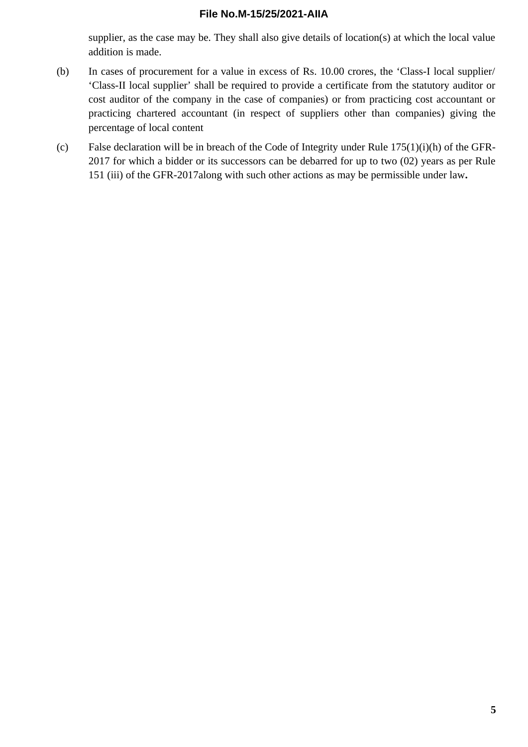supplier, as the case may be. They shall also give details of location(s) at which the local value addition is made.

(b) In cases of procurement for a value in excess of Rs. 10.00 crores, the 'Class-I local supplier/ 'Class-II local supplier' shall be required to provide a certificate from the statutory auditor or cost auditor of the company in the case of companies) or from practicing cost accountant or practicing chartered accountant (in respect of suppliers other than companies) giving the percentage of local content

(c) False declaration will be in breach of the Code of Integrity under Rule 175(1)(i)(h) of the GFR-2017 for which a bidder or its successors can be debarred for up to two (02) years as per Rule 151 (iii) of the GFR-2017along with such other actions as may be permissible under law**.**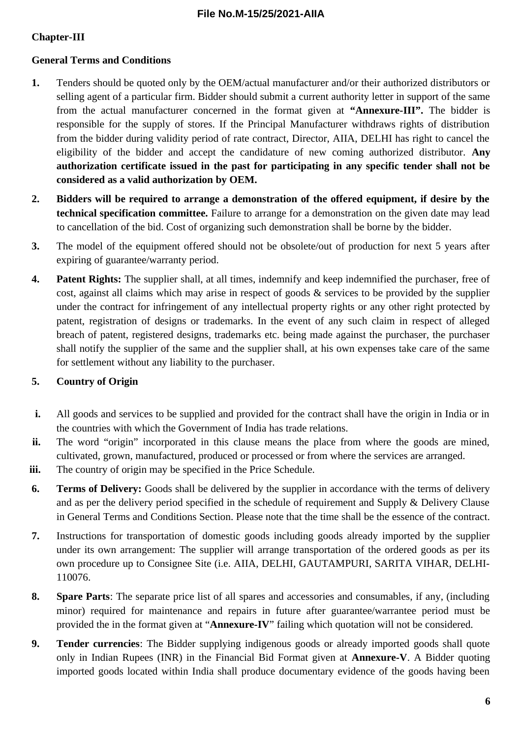**Chapter-III**

**General Terms and Conditions**

1. Tenders should be quoted only by the OEM/actual manufacturer and/or their authorized distributors or selling agent of a particular firm. Bidder should submit a current authority letter in support of the same from the actual manufacturer concerned in the format given at **"Annexure-III".** The bidder is responsible for the supply of stores. If the Principal Manufacturer withdraws rights of distribution from the bidder during validity period of rate contract, Director, AIIA, DELHI has right to cancel the eligibility of the bidder and accept the candidature of new coming authorized distributor. **Any authorization certificate issued in the past for participating in any specific tender shall not be considered as a valid authorization by OEM.**

2. **Bidders will be required to arrange a demonstration of the offered equipment, if desire by the technical specification committee.** Failure to arrange for a demonstration on the given date may lead to cancellation of the bid. Cost of organizing such demonstration shall be borne by the bidder.

3. The model of the equipment offered should not be obsolete/out of production for next 5 years after expiring of guarantee/warranty period.

4. **Patent Rights:** The supplier shall, at all times, indemnify and keep indemnified the purchaser, free of cost, against all claims which may arise in respect of goods & services to be provided by the supplier under the contract for infringement of any intellectual property rights or any other right protected by patent, registration of designs or trademarks. In the event of any such claim in respect of alleged breach of patent, registered designs, trademarks etc. being made against the purchaser, the purchaser shall notify the supplier of the same and the supplier shall, at his own expenses take care of the same for settlement without any liability to the purchaser.

5. **Country of Origin**

   i. All goods and services to be supplied and provided for the contract shall have the origin in India or in the countries with which the Government of India has trade relations.

   ii. The word "origin" incorporated in this clause means the place from where the goods are mined, cultivated, grown, manufactured, produced or processed or from where the services are arranged.

   iii. The country of origin may be specified in the Price Schedule.

6. **Terms of Delivery:** Goods shall be delivered by the supplier in accordance with the terms of delivery and as per the delivery period specified in the schedule of requirement and Supply & Delivery Clause in General Terms and Conditions Section. Please note that the time shall be the essence of the contract.

7. Instructions for transportation of domestic goods including goods already imported by the supplier under its own arrangement: The supplier will arrange transportation of the ordered goods as per its own procedure up to Consignee Site (i.e. AIIA, DELHI, GAUTAMPURI, SARITA VIHAR, DELHI-110076.

8. **Spare Parts**: The separate price list of all spares and accessories and consumables, if any, (including minor) required for maintenance and repairs in future after guarantee/warrantee period must be provided the in the format given at "**Annexure-IV**" failing which quotation will not be considered.

9. **Tender currencies**: The Bidder supplying indigenous goods or already imported goods shall quote only in Indian Rupees (INR) in the Financial Bid Format given at **Annexure-V**. A Bidder quoting imported goods located within India shall produce documentary evidence of the goods having been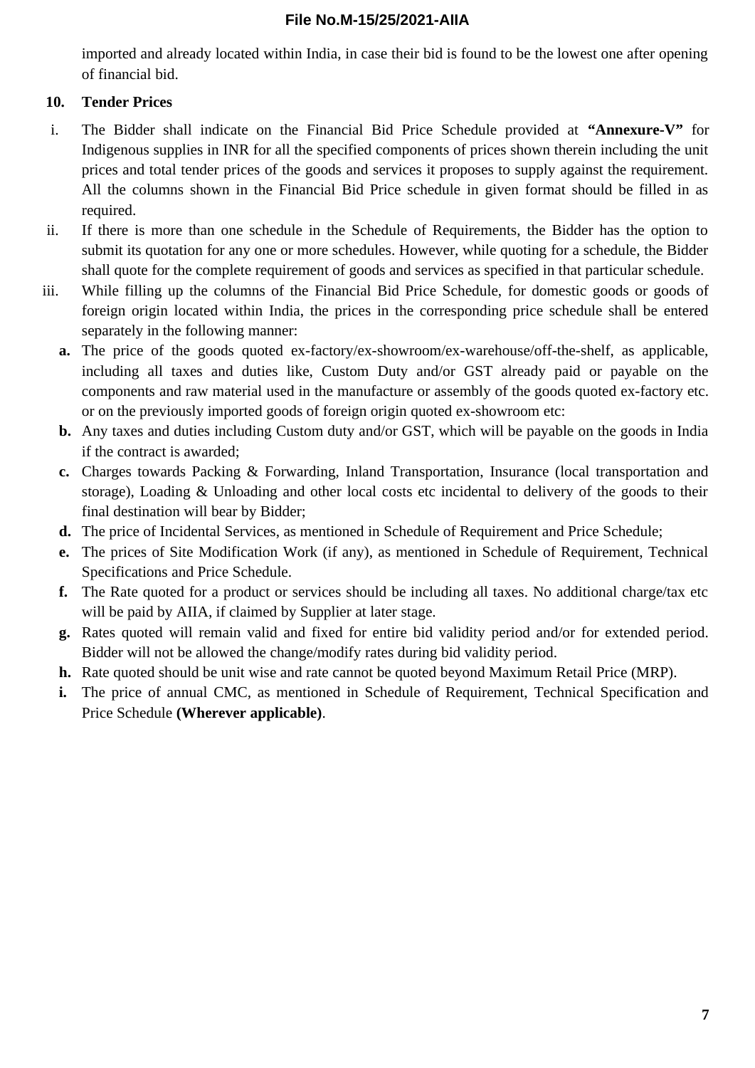imported and already located within India, in case their bid is found to be the lowest one after opening of financial bid.

**10. Tender Prices**

i. The Bidder shall indicate on the Financial Bid Price Schedule provided at **“Annexure-V”** for Indigenous supplies in INR for all the specified components of prices shown therein including the unit prices and total tender prices of the goods and services it proposes to supply against the requirement. All the columns shown in the Financial Bid Price schedule in given format should be filled in as required.

ii. If there is more than one schedule in the Schedule of Requirements, the Bidder has the option to submit its quotation for any one or more schedules. However, while quoting for a schedule, the Bidder shall quote for the complete requirement of goods and services as specified in that particular schedule.

iii. While filling up the columns of the Financial Bid Price Schedule, for domestic goods or goods of foreign origin located within India, the prices in the corresponding price schedule shall be entered separately in the following manner:

   **a.** The price of the goods quoted ex-factory/ex-showroom/ex-warehouse/off-the-shelf, as applicable, including all taxes and duties like, Custom Duty and/or GST already paid or payable on the components and raw material used in the manufacture or assembly of the goods quoted ex-factory etc. or on the previously imported goods of foreign origin quoted ex-showroom etc:

   **b.** Any taxes and duties including Custom duty and/or GST, which will be payable on the goods in India if the contract is awarded;

   **c.** Charges towards Packing & Forwarding, Inland Transportation, Insurance (local transportation and storage), Loading & Unloading and other local costs etc incidental to delivery of the goods to their final destination will bear by Bidder;

   **d.** The price of Incidental Services, as mentioned in Schedule of Requirement and Price Schedule;

   **e.** The prices of Site Modification Work (if any), as mentioned in Schedule of Requirement, Technical Specifications and Price Schedule.

   **f.** The Rate quoted for a product or services should be including all taxes. No additional charge/tax etc will be paid by AIIA, if claimed by Supplier at later stage.

   **g.** Rates quoted will remain valid and fixed for entire bid validity period and/or for extended period. Bidder will not be allowed the change/modify rates during bid validity period.

   **h.** Rate quoted should be unit wise and rate cannot be quoted beyond Maximum Retail Price (MRP).

   **i.** The price of annual CMC, as mentioned in Schedule of Requirement, Technical Specification and Price Schedule **(Wherever applicable)**.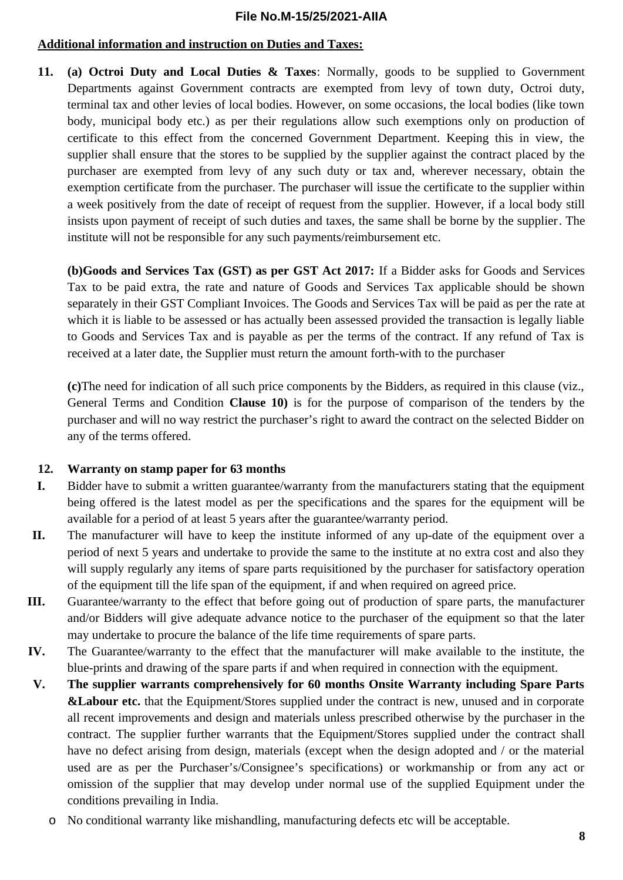**Additional information and instruction on Duties and Taxes:**

**11.** **(a) Octroi Duty and Local Duties & Taxes**: Normally, goods to be supplied to Government Departments against Government contracts are exempted from levy of town duty, Octroi duty, terminal tax and other levies of local bodies. However, on some occasions, the local bodies (like town body, municipal body etc.) as per their regulations allow such exemptions only on production of certificate to this effect from the concerned Government Department. Keeping this in view, the supplier shall ensure that the stores to be supplied by the supplier against the contract placed by the purchaser are exempted from levy of any such duty or tax and, wherever necessary, obtain the exemption certificate from the purchaser. The purchaser will issue the certificate to the supplier within a week positively from the date of receipt of request from the supplier. However, if a local body still insists upon payment of receipt of such duties and taxes, the same shall be borne by the supplier. The institute will not be responsible for any such payments/reimbursement etc.

**(b)Goods and Services Tax (GST) as per GST Act 2017:** If a Bidder asks for Goods and Services Tax to be paid extra, the rate and nature of Goods and Services Tax applicable should be shown separately in their GST Compliant Invoices. The Goods and Services Tax will be paid as per the rate at which it is liable to be assessed or has actually been assessed provided the transaction is legally liable to Goods and Services Tax and is payable as per the terms of the contract. If any refund of Tax is received at a later date, the Supplier must return the amount forth-with to the purchaser

**(c)**The need for indication of all such price components by the Bidders, as required in this clause (viz., General Terms and Condition **Clause 10)** is for the purpose of comparison of the tenders by the purchaser and will no way restrict the purchaser's right to award the contract on the selected Bidder on any of the terms offered.

**12. Warranty on stamp paper for 63 months**

**I.** Bidder have to submit a written guarantee/warranty from the manufacturers stating that the equipment being offered is the latest model as per the specifications and the spares for the equipment will be available for a period of at least 5 years after the guarantee/warranty period.

**II.** The manufacturer will have to keep the institute informed of any up-date of the equipment over a period of next 5 years and undertake to provide the same to the institute at no extra cost and also they will supply regularly any items of spare parts requisitioned by the purchaser for satisfactory operation of the equipment till the life span of the equipment, if and when required on agreed price.

**III.** Guarantee/warranty to the effect that before going out of production of spare parts, the manufacturer and/or Bidders will give adequate advance notice to the purchaser of the equipment so that the later may undertake to procure the balance of the life time requirements of spare parts.

**IV.** The Guarantee/warranty to the effect that the manufacturer will make available to the institute, the blue-prints and drawing of the spare parts if and when required in connection with the equipment.

**V.** **The supplier warrants comprehensively for 60 months Onsite Warranty including Spare Parts &Labour etc.** that the Equipment/Stores supplied under the contract is new, unused and in corporate all recent improvements and design and materials unless prescribed otherwise by the purchaser in the contract. The supplier further warrants that the Equipment/Stores supplied under the contract shall have no defect arising from design, materials (except when the design adopted and / or the material used are as per the Purchaser's/Consignee's specifications) or workmanship or from any act or omission of the supplier that may develop under normal use of the supplied Equipment under the conditions prevailing in India.

- No conditional warranty like mishandling, manufacturing defects etc will be acceptable.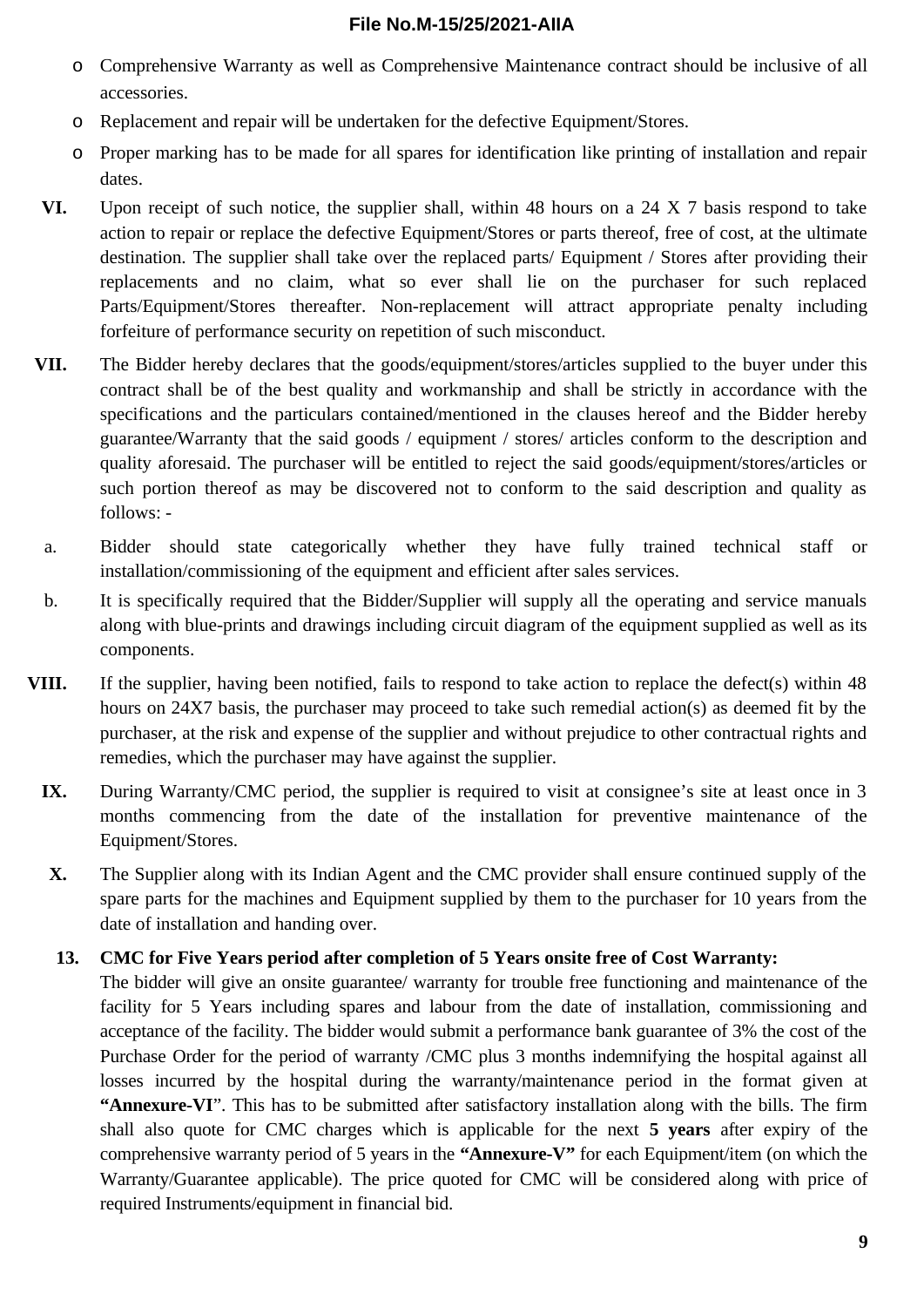- Comprehensive Warranty as well as Comprehensive Maintenance contract should be inclusive of all accessories.
- Replacement and repair will be undertaken for the defective Equipment/Stores.
- Proper marking has to be made for all spares for identification like printing of installation and repair dates.

**VI.** Upon receipt of such notice, the supplier shall, within 48 hours on a 24 X 7 basis respond to take action to repair or replace the defective Equipment/Stores or parts thereof, free of cost, at the ultimate destination. The supplier shall take over the replaced parts/ Equipment / Stores after providing their replacements and no claim, what so ever shall lie on the purchaser for such replaced Parts/Equipment/Stores thereafter. Non-replacement will attract appropriate penalty including forfeiture of performance security on repetition of such misconduct.

**VII.** The Bidder hereby declares that the goods/equipment/stores/articles supplied to the buyer under this contract shall be of the best quality and workmanship and shall be strictly in accordance with the specifications and the particulars contained/mentioned in the clauses hereof and the Bidder hereby guarantee/Warranty that the said goods / equipment / stores/ articles conform to the description and quality aforesaid. The purchaser will be entitled to reject the said goods/equipment/stores/articles or such portion thereof as may be discovered not to conform to the said description and quality as follows: -

a. Bidder should state categorically whether they have fully trained technical staff or installation/commissioning of the equipment and efficient after sales services.

b. It is specifically required that the Bidder/Supplier will supply all the operating and service manuals along with blue-prints and drawings including circuit diagram of the equipment supplied as well as its components.

**VIII.** If the supplier, having been notified, fails to respond to take action to replace the defect(s) within 48 hours on 24X7 basis, the purchaser may proceed to take such remedial action(s) as deemed fit by the purchaser, at the risk and expense of the supplier and without prejudice to other contractual rights and remedies, which the purchaser may have against the supplier.

**IX.** During Warranty/CMC period, the supplier is required to visit at consignee's site at least once in 3 months commencing from the date of the installation for preventive maintenance of the Equipment/Stores.

**X.** The Supplier along with its Indian Agent and the CMC provider shall ensure continued supply of the spare parts for the machines and Equipment supplied by them to the purchaser for 10 years from the date of installation and handing over.

**13. CMC for Five Years period after completion of 5 Years onsite free of Cost Warranty:**

The bidder will give an onsite guarantee/ warranty for trouble free functioning and maintenance of the facility for 5 Years including spares and labour from the date of installation, commissioning and acceptance of the facility. The bidder would submit a performance bank guarantee of 3% the cost of the Purchase Order for the period of warranty /CMC plus 3 months indemnifying the hospital against all losses incurred by the hospital during the warranty/maintenance period in the format given at **"Annexure-VI"**. This has to be submitted after satisfactory installation along with the bills. The firm shall also quote for CMC charges which is applicable for the next **5 years** after expiry of the comprehensive warranty period of 5 years in the **"Annexure-V"** for each Equipment/item (on which the Warranty/Guarantee applicable). The price quoted for CMC will be considered along with price of required Instruments/equipment in financial bid.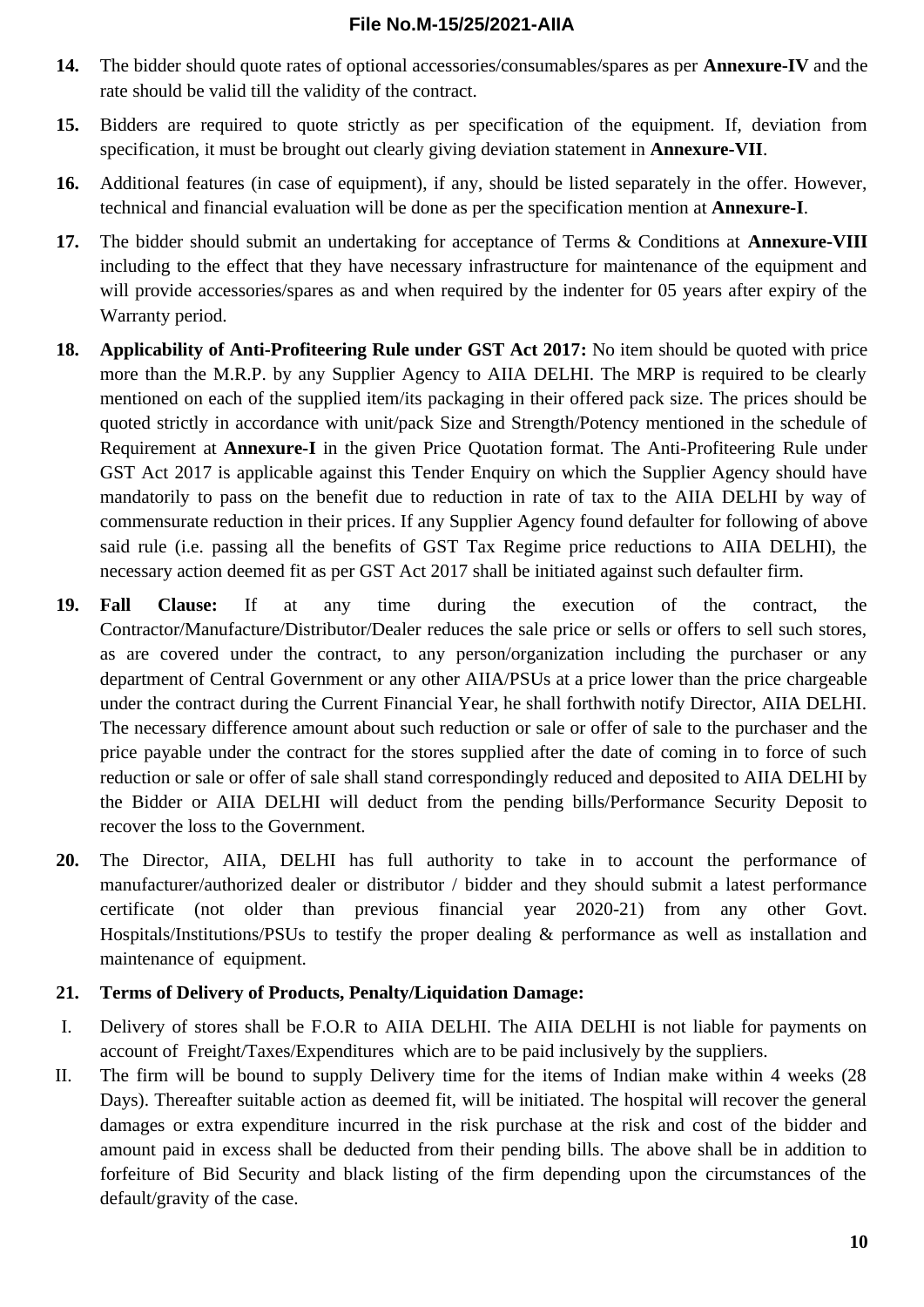14. The bidder should quote rates of optional accessories/consumables/spares as per **Annexure-IV** and the rate should be valid till the validity of the contract.

15. Bidders are required to quote strictly as per specification of the equipment. If, deviation from specification, it must be brought out clearly giving deviation statement in **Annexure-VII**.

16. Additional features (in case of equipment), if any, should be listed separately in the offer. However, technical and financial evaluation will be done as per the specification mention at **Annexure-I**.

17. The bidder should submit an undertaking for acceptance of Terms & Conditions at **Annexure-VIII** including to the effect that they have necessary infrastructure for maintenance of the equipment and will provide accessories/spares as and when required by the indenter for 05 years after expiry of the Warranty period.

18. **Applicability of Anti-Profiteering Rule under GST Act 2017:** No item should be quoted with price more than the M.R.P. by any Supplier Agency to AIIA DELHI. The MRP is required to be clearly mentioned on each of the supplied item/its packaging in their offered pack size. The prices should be quoted strictly in accordance with unit/pack Size and Strength/Potency mentioned in the schedule of Requirement at **Annexure-I** in the given Price Quotation format. The Anti-Profiteering Rule under GST Act 2017 is applicable against this Tender Enquiry on which the Supplier Agency should have mandatorily to pass on the benefit due to reduction in rate of tax to the AIIA DELHI by way of commensurate reduction in their prices. If any Supplier Agency found defaulter for following of above said rule (i.e. passing all the benefits of GST Tax Regime price reductions to AIIA DELHI), the necessary action deemed fit as per GST Act 2017 shall be initiated against such defaulter firm.

19. **Fall Clause:** If at any time during the execution of the contract, the Contractor/Manufacture/Distributor/Dealer reduces the sale price or sells or offers to sell such stores, as are covered under the contract, to any person/organization including the purchaser or any department of Central Government or any other AIIA/PSUs at a price lower than the price chargeable under the contract during the Current Financial Year, he shall forthwith notify Director, AIIA DELHI. The necessary difference amount about such reduction or sale or offer of sale to the purchaser and the price payable under the contract for the stores supplied after the date of coming in to force of such reduction or sale or offer of sale shall stand correspondingly reduced and deposited to AIIA DELHI by the Bidder or AIIA DELHI will deduct from the pending bills/Performance Security Deposit to recover the loss to the Government.

20. The Director, AIIA, DELHI has full authority to take in to account the performance of manufacturer/authorized dealer or distributor / bidder and they should submit a latest performance certificate (not older than previous financial year 2020-21) from any other Govt. Hospitals/Institutions/PSUs to testify the proper dealing & performance as well as installation and maintenance of equipment.

21. **Terms of Delivery of Products, Penalty/Liquidation Damage:**

I. Delivery of stores shall be F.O.R to AIIA DELHI. The AIIA DELHI is not liable for payments on account of Freight/Taxes/Expenditures which are to be paid inclusively by the suppliers.

II. The firm will be bound to supply Delivery time for the items of Indian make within 4 weeks (28 Days). Thereafter suitable action as deemed fit, will be initiated. The hospital will recover the general damages or extra expenditure incurred in the risk purchase at the risk and cost of the bidder and amount paid in excess shall be deducted from their pending bills. The above shall be in addition to forfeiture of Bid Security and black listing of the firm depending upon the circumstances of the default/gravity of the case.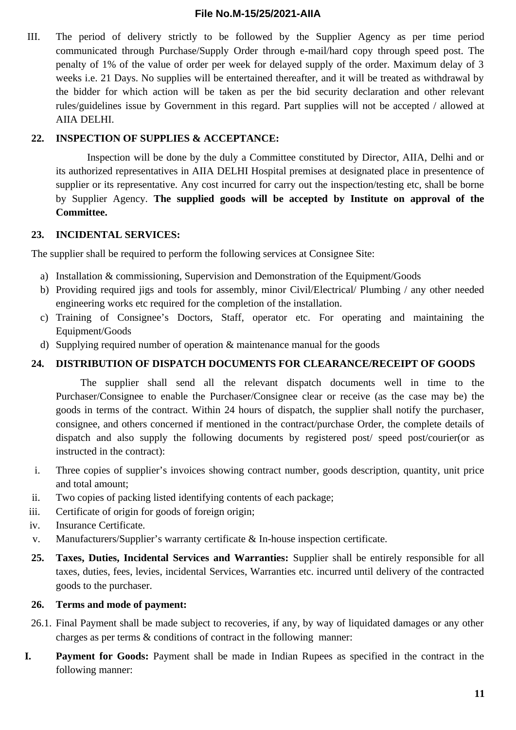III. The period of delivery strictly to be followed by the Supplier Agency as per time period communicated through Purchase/Supply Order through e-mail/hard copy through speed post. The penalty of 1% of the value of order per week for delayed supply of the order. Maximum delay of 3 weeks i.e. 21 Days. No supplies will be entertained thereafter, and it will be treated as withdrawal by the bidder for which action will be taken as per the bid security declaration and other relevant rules/guidelines issue by Government in this regard. Part supplies will not be accepted / allowed at AIIA DELHI.

**22. INSPECTION OF SUPPLIES & ACCEPTANCE:**

Inspection will be done by the duly a Committee constituted by Director, AIIA, Delhi and or its authorized representatives in AIIA DELHI Hospital premises at designated place in presentence of supplier or its representative. Any cost incurred for carry out the inspection/testing etc, shall be borne by Supplier Agency. **The supplied goods will be accepted by Institute on approval of the Committee.**

**23. INCIDENTAL SERVICES:**

The supplier shall be required to perform the following services at Consignee Site:

a) Installation & commissioning, Supervision and Demonstration of the Equipment/Goods
b) Providing required jigs and tools for assembly, minor Civil/Electrical/ Plumbing / any other needed engineering works etc required for the completion of the installation.
c) Training of Consignee's Doctors, Staff, operator etc. For operating and maintaining the Equipment/Goods
d) Supplying required number of operation & maintenance manual for the goods

**24. DISTRIBUTION OF DISPATCH DOCUMENTS FOR CLEARANCE/RECEIPT OF GOODS**

The supplier shall send all the relevant dispatch documents well in time to the Purchaser/Consignee to enable the Purchaser/Consignee clear or receive (as the case may be) the goods in terms of the contract. Within 24 hours of dispatch, the supplier shall notify the purchaser, consignee, and others concerned if mentioned in the contract/purchase Order, the complete details of dispatch and also supply the following documents by registered post/ speed post/courier(or as instructed in the contract):

i. Three copies of supplier's invoices showing contract number, goods description, quantity, unit price and total amount;
ii. Two copies of packing listed identifying contents of each package;
iii. Certificate of origin for goods of foreign origin;
iv. Insurance Certificate.
v. Manufacturers/Supplier's warranty certificate & In-house inspection certificate.

**25. Taxes, Duties, Incidental Services and Warranties:** Supplier shall be entirely responsible for all taxes, duties, fees, levies, incidental Services, Warranties etc. incurred until delivery of the contracted goods to the purchaser.

**26. Terms and mode of payment:**

26.1. Final Payment shall be made subject to recoveries, if any, by way of liquidated damages or any other charges as per terms & conditions of contract in the following manner:

**I. Payment for Goods:** Payment shall be made in Indian Rupees as specified in the contract in the following manner: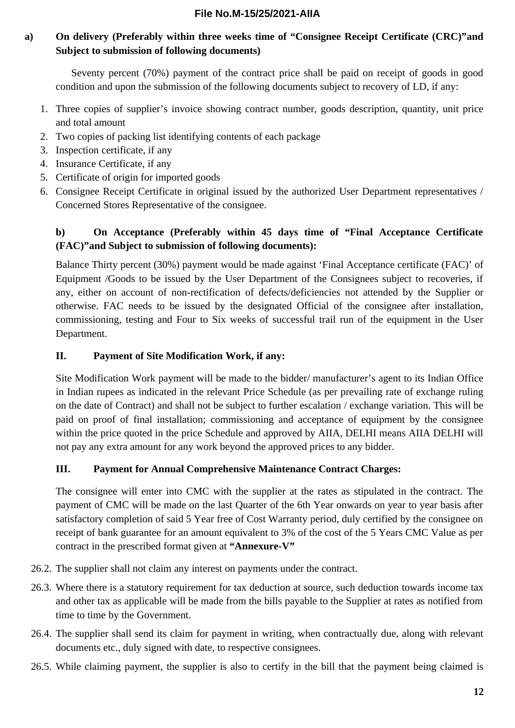**a) On delivery (Preferably within three weeks time of "Consignee Receipt Certificate (CRC)"and Subject to submission of following documents)**

Seventy percent (70%) payment of the contract price shall be paid on receipt of goods in good condition and upon the submission of the following documents subject to recovery of LD, if any:

1. Three copies of supplier's invoice showing contract number, goods description, quantity, unit price and total amount
2. Two copies of packing list identifying contents of each package
3. Inspection certificate, if any
4. Insurance Certificate, if any
5. Certificate of origin for imported goods
6. Consignee Receipt Certificate in original issued by the authorized User Department representatives / Concerned Stores Representative of the consignee.

**b) On Acceptance (Preferably within 45 days time of "Final Acceptance Certificate (FAC)"and Subject to submission of following documents):**

Balance Thirty percent (30%) payment would be made against 'Final Acceptance certificate (FAC)' of Equipment /Goods to be issued by the User Department of the Consignees subject to recoveries, if any, either on account of non-rectification of defects/deficiencies not attended by the Supplier or otherwise. FAC needs to be issued by the designated Official of the consignee after installation, commissioning, testing and Four to Six weeks of successful trail run of the equipment in the User Department.

**II. Payment of Site Modification Work, if any:**

Site Modification Work payment will be made to the bidder/ manufacturer's agent to its Indian Office in Indian rupees as indicated in the relevant Price Schedule (as per prevailing rate of exchange ruling on the date of Contract) and shall not be subject to further escalation / exchange variation. This will be paid on proof of final installation; commissioning and acceptance of equipment by the consignee within the price quoted in the price Schedule and approved by AIIA, DELHI means AIIA DELHI will not pay any extra amount for any work beyond the approved prices to any bidder.

**III. Payment for Annual Comprehensive Maintenance Contract Charges:**

The consignee will enter into CMC with the supplier at the rates as stipulated in the contract. The payment of CMC will be made on the last Quarter of the 6th Year onwards on year to year basis after satisfactory completion of said 5 Year free of Cost Warranty period, duly certified by the consignee on receipt of bank guarantee for an amount equivalent to 3% of the cost of the 5 Years CMC Value as per contract in the prescribed format given at **"Annexure-V"**

26.2. The supplier shall not claim any interest on payments under the contract.

26.3. Where there is a statutory requirement for tax deduction at source, such deduction towards income tax and other tax as applicable will be made from the bills payable to the Supplier at rates as notified from time to time by the Government.

26.4. The supplier shall send its claim for payment in writing, when contractually due, along with relevant documents etc., duly signed with date, to respective consignees.

26.5. While claiming payment, the supplier is also to certify in the bill that the payment being claimed is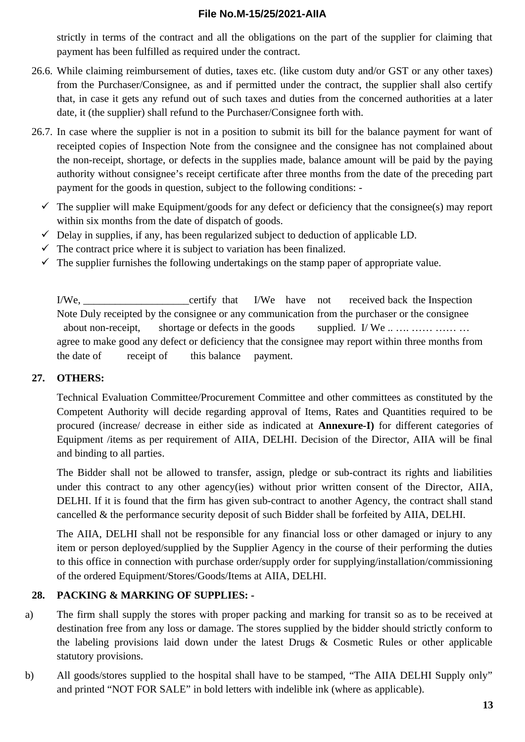strictly in terms of the contract and all the obligations on the part of the supplier for claiming that payment has been fulfilled as required under the contract.

26.6. While claiming reimbursement of duties, taxes etc. (like custom duty and/or GST or any other taxes) from the Purchaser/Consignee, as and if permitted under the contract, the supplier shall also certify that, in case it gets any refund out of such taxes and duties from the concerned authorities at a later date, it (the supplier) shall refund to the Purchaser/Consignee forth with.

26.7. In case where the supplier is not in a position to submit its bill for the balance payment for want of receipted copies of Inspection Note from the consignee and the consignee has not complained about the non-receipt, shortage, or defects in the supplies made, balance amount will be paid by the paying authority without consignee's receipt certificate after three months from the date of the preceding part payment for the goods in question, subject to the following conditions: -

- ✓ The supplier will make Equipment/goods for any defect or deficiency that the consignee(s) may report within six months from the date of dispatch of goods.
- ✓ Delay in supplies, if any, has been regularized subject to deduction of applicable LD.
- ✓ The contract price where it is subject to variation has been finalized.
- ✓ The supplier furnishes the following undertakings on the stamp paper of appropriate value.

I/We, ____________________certify that I/We have not received back the Inspection Note Duly receipted by the consignee or any communication from the purchaser or the consignee about non-receipt, shortage or defects in the goods supplied. I/ We .. …. …… …… … agree to make good any defect or deficiency that the consignee may report within three months from the date of receipt of this balance payment.

**27. OTHERS:**

Technical Evaluation Committee/Procurement Committee and other committees as constituted by the Competent Authority will decide regarding approval of Items, Rates and Quantities required to be procured (increase/ decrease in either side as indicated at **Annexure-I)** for different categories of Equipment /items as per requirement of AIIA, DELHI. Decision of the Director, AIIA will be final and binding to all parties.

The Bidder shall not be allowed to transfer, assign, pledge or sub-contract its rights and liabilities under this contract to any other agency(ies) without prior written consent of the Director, AIIA, DELHI. If it is found that the firm has given sub-contract to another Agency, the contract shall stand cancelled & the performance security deposit of such Bidder shall be forfeited by AIIA, DELHI.

The AIIA, DELHI shall not be responsible for any financial loss or other damaged or injury to any item or person deployed/supplied by the Supplier Agency in the course of their performing the duties to this office in connection with purchase order/supply order for supplying/installation/commissioning of the ordered Equipment/Stores/Goods/Items at AIIA, DELHI.

**28. PACKING & MARKING OF SUPPLIES: -**

a) The firm shall supply the stores with proper packing and marking for transit so as to be received at destination free from any loss or damage. The stores supplied by the bidder should strictly conform to the labeling provisions laid down under the latest Drugs & Cosmetic Rules or other applicable statutory provisions.

b) All goods/stores supplied to the hospital shall have to be stamped, "The AIIA DELHI Supply only" and printed "NOT FOR SALE" in bold letters with indelible ink (where as applicable).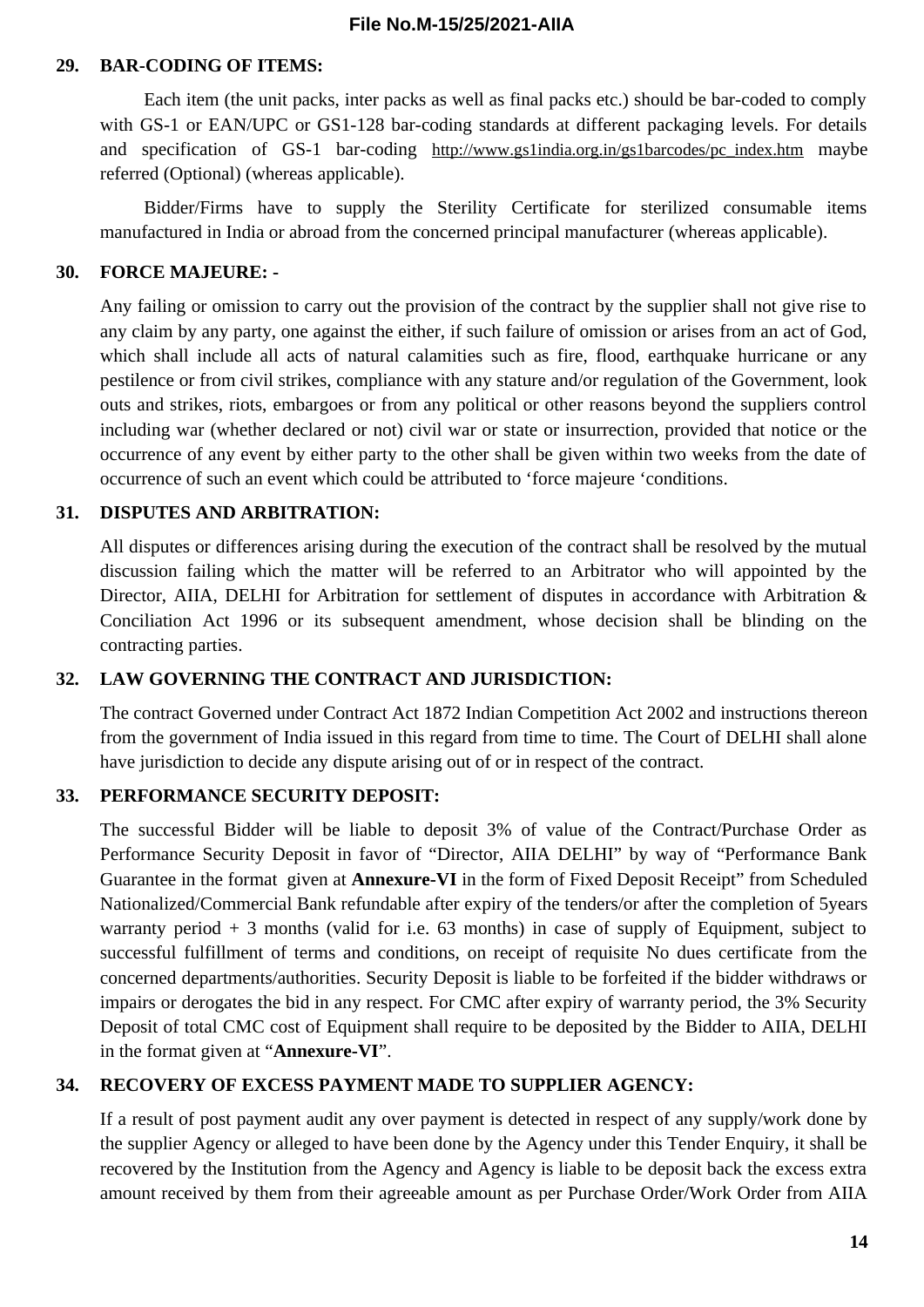**29. BAR-CODING OF ITEMS:**

Each item (the unit packs, inter packs as well as final packs etc.) should be bar-coded to comply with GS-1 or EAN/UPC or GS1-128 bar-coding standards at different packaging levels. For details and specification of GS-1 bar-coding http://www.gs1india.org.in/gs1barcodes/pc_index.htm maybe referred (Optional) (whereas applicable).

Bidder/Firms have to supply the Sterility Certificate for sterilized consumable items manufactured in India or abroad from the concerned principal manufacturer (whereas applicable).

**30. FORCE MAJEURE: -**

Any failing or omission to carry out the provision of the contract by the supplier shall not give rise to any claim by any party, one against the either, if such failure of omission or arises from an act of God, which shall include all acts of natural calamities such as fire, flood, earthquake hurricane or any pestilence or from civil strikes, compliance with any stature and/or regulation of the Government, look outs and strikes, riots, embargoes or from any political or other reasons beyond the suppliers control including war (whether declared or not) civil war or state or insurrection, provided that notice or the occurrence of any event by either party to the other shall be given within two weeks from the date of occurrence of such an event which could be attributed to 'force majeure 'conditions.

**31. DISPUTES AND ARBITRATION:**

All disputes or differences arising during the execution of the contract shall be resolved by the mutual discussion failing which the matter will be referred to an Arbitrator who will appointed by the Director, AIIA, DELHI for Arbitration for settlement of disputes in accordance with Arbitration & Conciliation Act 1996 or its subsequent amendment, whose decision shall be blinding on the contracting parties.

**32. LAW GOVERNING THE CONTRACT AND JURISDICTION:**

The contract Governed under Contract Act 1872 Indian Competition Act 2002 and instructions thereon from the government of India issued in this regard from time to time. The Court of DELHI shall alone have jurisdiction to decide any dispute arising out of or in respect of the contract.

**33. PERFORMANCE SECURITY DEPOSIT:**

The successful Bidder will be liable to deposit 3% of value of the Contract/Purchase Order as Performance Security Deposit in favor of "Director, AIIA DELHI" by way of "Performance Bank Guarantee in the format given at **Annexure-VI** in the form of Fixed Deposit Receipt" from Scheduled Nationalized/Commercial Bank refundable after expiry of the tenders/or after the completion of 5years warranty period + 3 months (valid for i.e. 63 months) in case of supply of Equipment, subject to successful fulfillment of terms and conditions, on receipt of requisite No dues certificate from the concerned departments/authorities. Security Deposit is liable to be forfeited if the bidder withdraws or impairs or derogates the bid in any respect. For CMC after expiry of warranty period, the 3% Security Deposit of total CMC cost of Equipment shall require to be deposited by the Bidder to AIIA, DELHI in the format given at "**Annexure-VI**".

**34. RECOVERY OF EXCESS PAYMENT MADE TO SUPPLIER AGENCY:**

If a result of post payment audit any over payment is detected in respect of any supply/work done by the supplier Agency or alleged to have been done by the Agency under this Tender Enquiry, it shall be recovered by the Institution from the Agency and Agency is liable to be deposit back the excess extra amount received by them from their agreeable amount as per Purchase Order/Work Order from AIIA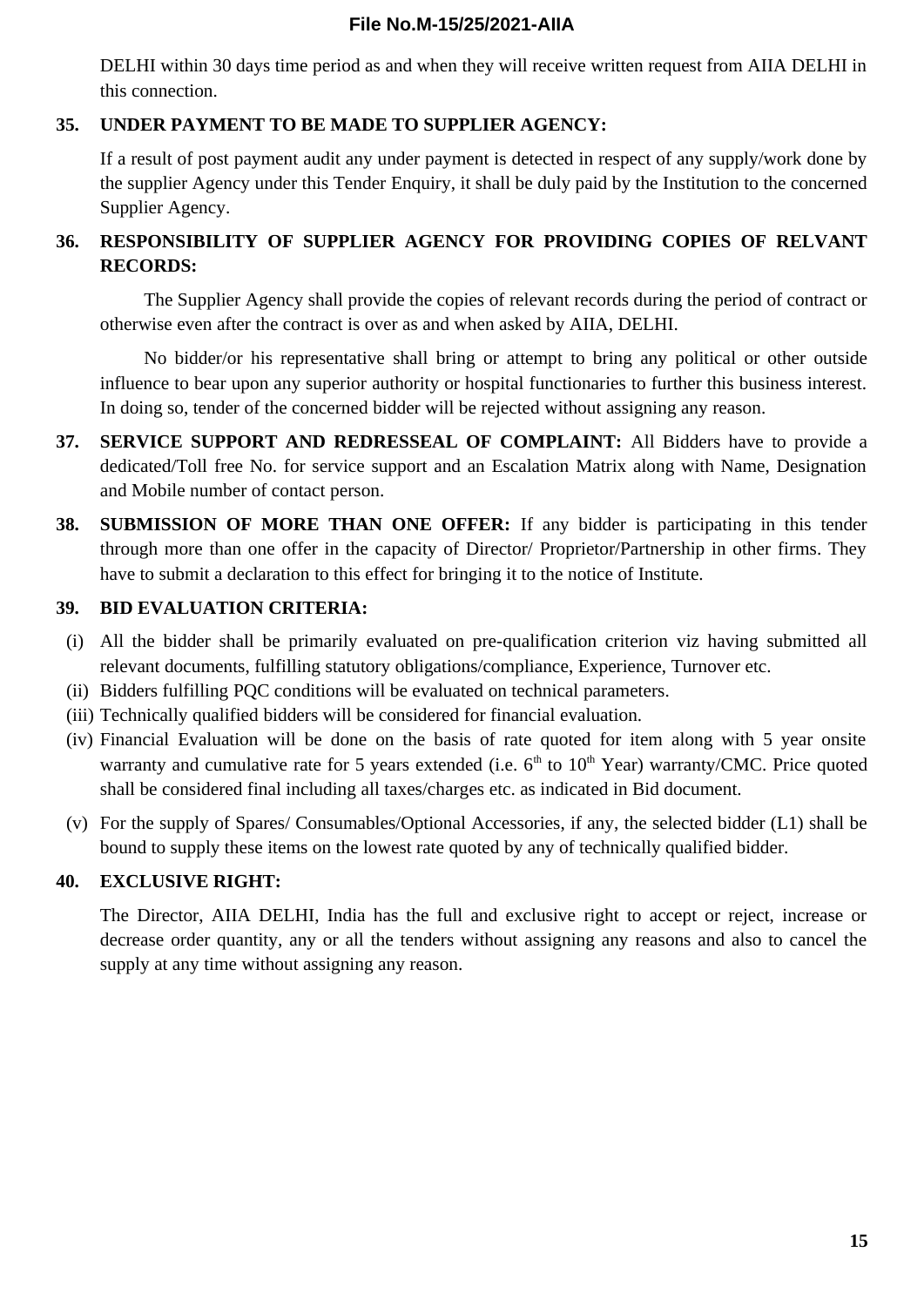DELHI within 30 days time period as and when they will receive written request from AIIA DELHI in this connection.

**35. UNDER PAYMENT TO BE MADE TO SUPPLIER AGENCY:**

If a result of post payment audit any under payment is detected in respect of any supply/work done by the supplier Agency under this Tender Enquiry, it shall be duly paid by the Institution to the concerned Supplier Agency.

**36. RESPONSIBILITY OF SUPPLIER AGENCY FOR PROVIDING COPIES OF RELVANT RECORDS:**

The Supplier Agency shall provide the copies of relevant records during the period of contract or otherwise even after the contract is over as and when asked by AIIA, DELHI.

No bidder/or his representative shall bring or attempt to bring any political or other outside influence to bear upon any superior authority or hospital functionaries to further this business interest. In doing so, tender of the concerned bidder will be rejected without assigning any reason.

**37. SERVICE SUPPORT AND REDRESSEAL OF COMPLAINT:** All Bidders have to provide a dedicated/Toll free No. for service support and an Escalation Matrix along with Name, Designation and Mobile number of contact person.

**38. SUBMISSION OF MORE THAN ONE OFFER:** If any bidder is participating in this tender through more than one offer in the capacity of Director/ Proprietor/Partnership in other firms. They have to submit a declaration to this effect for bringing it to the notice of Institute.

**39. BID EVALUATION CRITERIA:**

(i) All the bidder shall be primarily evaluated on pre-qualification criterion viz having submitted all relevant documents, fulfilling statutory obligations/compliance, Experience, Turnover etc.

(ii) Bidders fulfilling PQC conditions will be evaluated on technical parameters.

(iii) Technically qualified bidders will be considered for financial evaluation.

(iv) Financial Evaluation will be done on the basis of rate quoted for item along with 5 year onsite warranty and cumulative rate for 5 years extended (i.e. 6th to 10th Year) warranty/CMC. Price quoted shall be considered final including all taxes/charges etc. as indicated in Bid document.

(v) For the supply of Spares/ Consumables/Optional Accessories, if any, the selected bidder (L1) shall be bound to supply these items on the lowest rate quoted by any of technically qualified bidder.

**40. EXCLUSIVE RIGHT:**

The Director, AIIA DELHI, India has the full and exclusive right to accept or reject, increase or decrease order quantity, any or all the tenders without assigning any reasons and also to cancel the supply at any time without assigning any reason.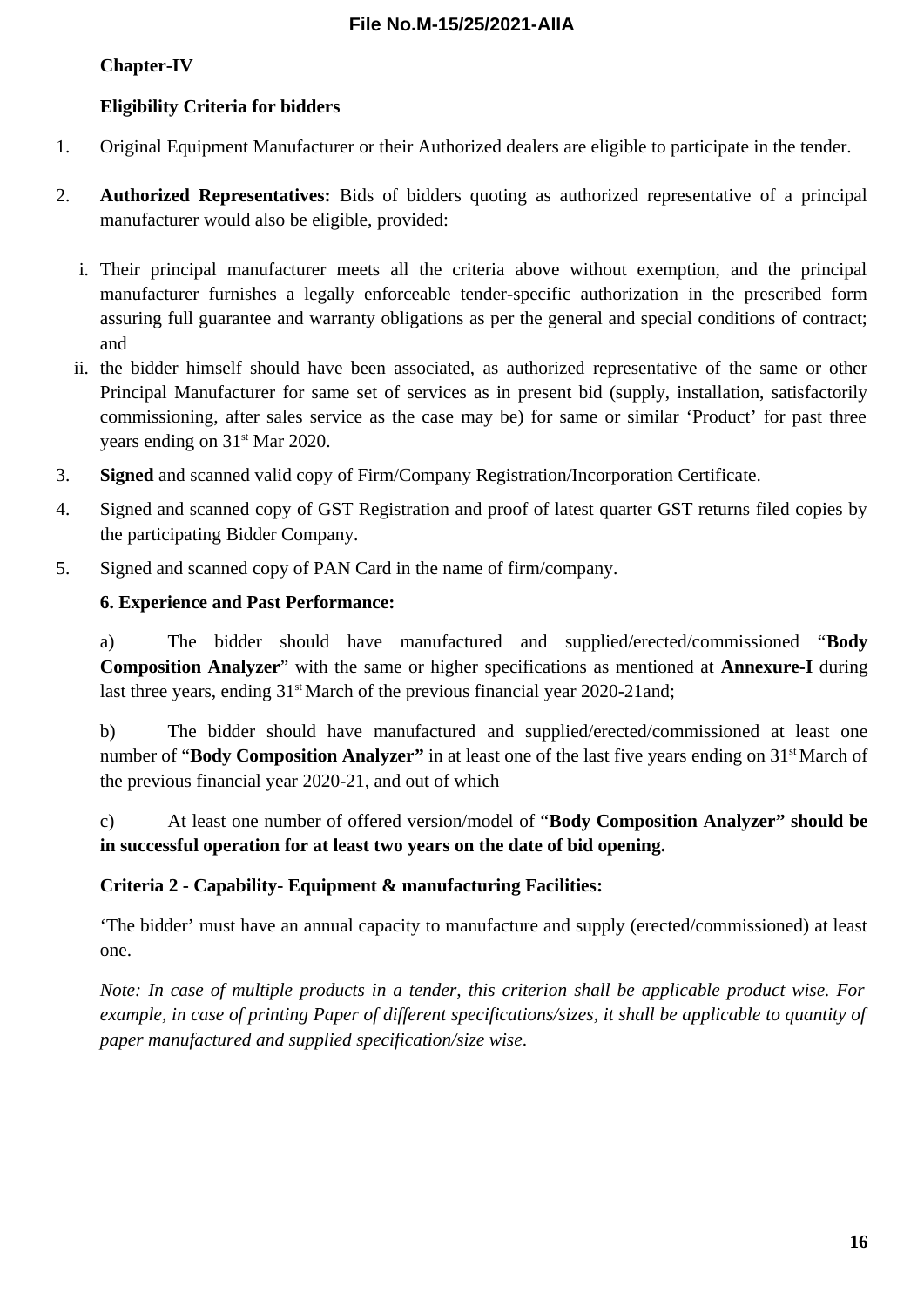**Chapter-IV**

**Eligibility Criteria for bidders**

1. Original Equipment Manufacturer or their Authorized dealers are eligible to participate in the tender.

2. **Authorized Representatives:** Bids of bidders quoting as authorized representative of a principal manufacturer would also be eligible, provided:

   i. Their principal manufacturer meets all the criteria above without exemption, and the principal manufacturer furnishes a legally enforceable tender-specific authorization in the prescribed form assuring full guarantee and warranty obligations as per the general and special conditions of contract; and

   ii. the bidder himself should have been associated, as authorized representative of the same or other Principal Manufacturer for same set of services as in present bid (supply, installation, satisfactorily commissioning, after sales service as the case may be) for same or similar 'Product' for past three years ending on 31st Mar 2020.

3. **Signed** and scanned valid copy of Firm/Company Registration/Incorporation Certificate.

4. Signed and scanned copy of GST Registration and proof of latest quarter GST returns filed copies by the participating Bidder Company.

5. Signed and scanned copy of PAN Card in the name of firm/company.

**6. Experience and Past Performance:**

a) The bidder should have manufactured and supplied/erected/commissioned "**Body Composition Analyzer**" with the same or higher specifications as mentioned at **Annexure-I** during last three years, ending 31st March of the previous financial year 2020-21and;

b) The bidder should have manufactured and supplied/erected/commissioned at least one number of "**Body Composition Analyzer"** in at least one of the last five years ending on 31st March of the previous financial year 2020-21, and out of which

c) At least one number of offered version/model of "**Body Composition Analyzer" should be in successful operation for at least two years on the date of bid opening.**

**Criteria 2 - Capability- Equipment & manufacturing Facilities:**

'The bidder' must have an annual capacity to manufacture and supply (erected/commissioned) at least one.

*Note: In case of multiple products in a tender, this criterion shall be applicable product wise. For example, in case of printing Paper of different specifications/sizes, it shall be applicable to quantity of paper manufactured and supplied specification/size wise*.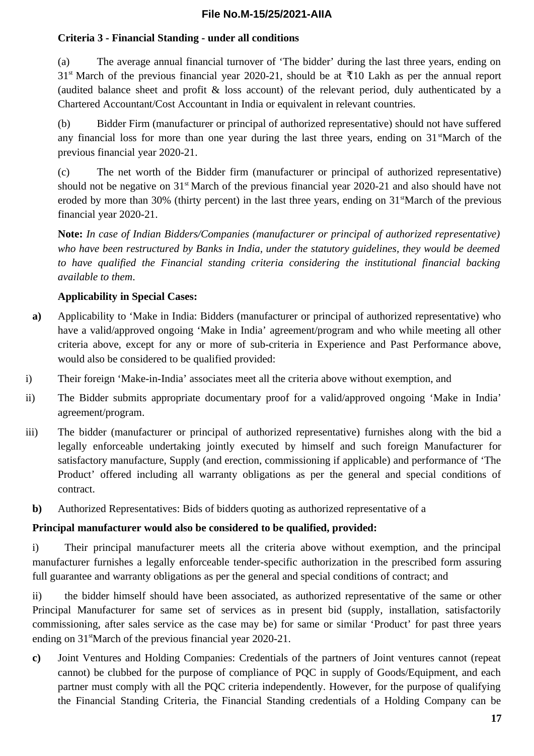**Criteria 3 - Financial Standing - under all conditions**

(a) The average annual financial turnover of 'The bidder' during the last three years, ending on 31st March of the previous financial year 2020-21, should be at ₹10 Lakh as per the annual report (audited balance sheet and profit & loss account) of the relevant period, duly authenticated by a Chartered Accountant/Cost Accountant in India or equivalent in relevant countries.

(b) Bidder Firm (manufacturer or principal of authorized representative) should not have suffered any financial loss for more than one year during the last three years, ending on 31stMarch of the previous financial year 2020-21.

(c) The net worth of the Bidder firm (manufacturer or principal of authorized representative) should not be negative on 31st March of the previous financial year 2020-21 and also should have not eroded by more than 30% (thirty percent) in the last three years, ending on 31stMarch of the previous financial year 2020-21.

**Note:** *In case of Indian Bidders/Companies (manufacturer or principal of authorized representative) who have been restructured by Banks in India, under the statutory guidelines, they would be deemed to have qualified the Financial standing criteria considering the institutional financial backing available to them*.

**Applicability in Special Cases:**

**a)** Applicability to 'Make in India: Bidders (manufacturer or principal of authorized representative) who have a valid/approved ongoing 'Make in India' agreement/program and who while meeting all other criteria above, except for any or more of sub-criteria in Experience and Past Performance above, would also be considered to be qualified provided:

i) Their foreign 'Make-in-India' associates meet all the criteria above without exemption, and

ii) The Bidder submits appropriate documentary proof for a valid/approved ongoing 'Make in India' agreement/program.

iii) The bidder (manufacturer or principal of authorized representative) furnishes along with the bid a legally enforceable undertaking jointly executed by himself and such foreign Manufacturer for satisfactory manufacture, Supply (and erection, commissioning if applicable) and performance of 'The Product' offered including all warranty obligations as per the general and special conditions of contract.

**b)** Authorized Representatives: Bids of bidders quoting as authorized representative of a

**Principal manufacturer would also be considered to be qualified, provided:**

i) Their principal manufacturer meets all the criteria above without exemption, and the principal manufacturer furnishes a legally enforceable tender-specific authorization in the prescribed form assuring full guarantee and warranty obligations as per the general and special conditions of contract; and

ii) the bidder himself should have been associated, as authorized representative of the same or other Principal Manufacturer for same set of services as in present bid (supply, installation, satisfactorily commissioning, after sales service as the case may be) for same or similar 'Product' for past three years ending on 31stMarch of the previous financial year 2020-21.

**c)** Joint Ventures and Holding Companies: Credentials of the partners of Joint ventures cannot (repeat cannot) be clubbed for the purpose of compliance of PQC in supply of Goods/Equipment, and each partner must comply with all the PQC criteria independently. However, for the purpose of qualifying the Financial Standing Criteria, the Financial Standing credentials of a Holding Company can be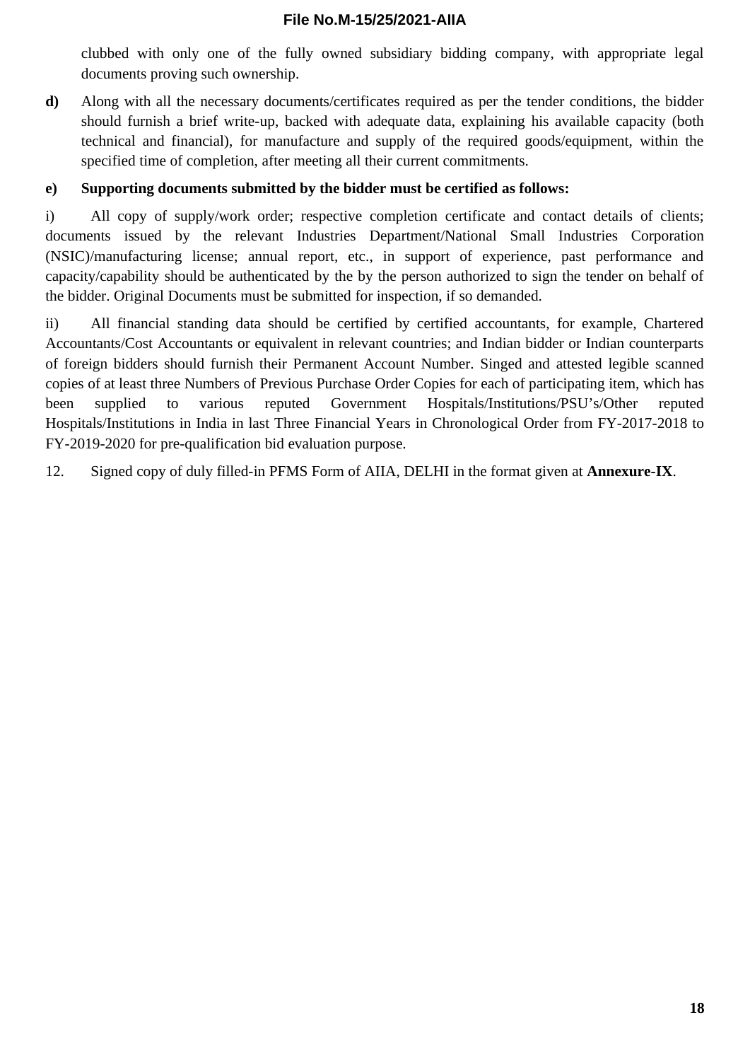clubbed with only one of the fully owned subsidiary bidding company, with appropriate legal documents proving such ownership.

**d)** Along with all the necessary documents/certificates required as per the tender conditions, the bidder should furnish a brief write-up, backed with adequate data, explaining his available capacity (both technical and financial), for manufacture and supply of the required goods/equipment, within the specified time of completion, after meeting all their current commitments.

**e) Supporting documents submitted by the bidder must be certified as follows:**

i) All copy of supply/work order; respective completion certificate and contact details of clients; documents issued by the relevant Industries Department/National Small Industries Corporation (NSIC)/manufacturing license; annual report, etc., in support of experience, past performance and capacity/capability should be authenticated by the by the person authorized to sign the tender on behalf of the bidder. Original Documents must be submitted for inspection, if so demanded.

ii) All financial standing data should be certified by certified accountants, for example, Chartered Accountants/Cost Accountants or equivalent in relevant countries; and Indian bidder or Indian counterparts of foreign bidders should furnish their Permanent Account Number. Singed and attested legible scanned copies of at least three Numbers of Previous Purchase Order Copies for each of participating item, which has been supplied to various reputed Government Hospitals/Institutions/PSU's/Other reputed Hospitals/Institutions in India in last Three Financial Years in Chronological Order from FY-2017-2018 to FY-2019-2020 for pre-qualification bid evaluation purpose.

12. Signed copy of duly filled-in PFMS Form of AIIA, DELHI in the format given at **Annexure-IX**.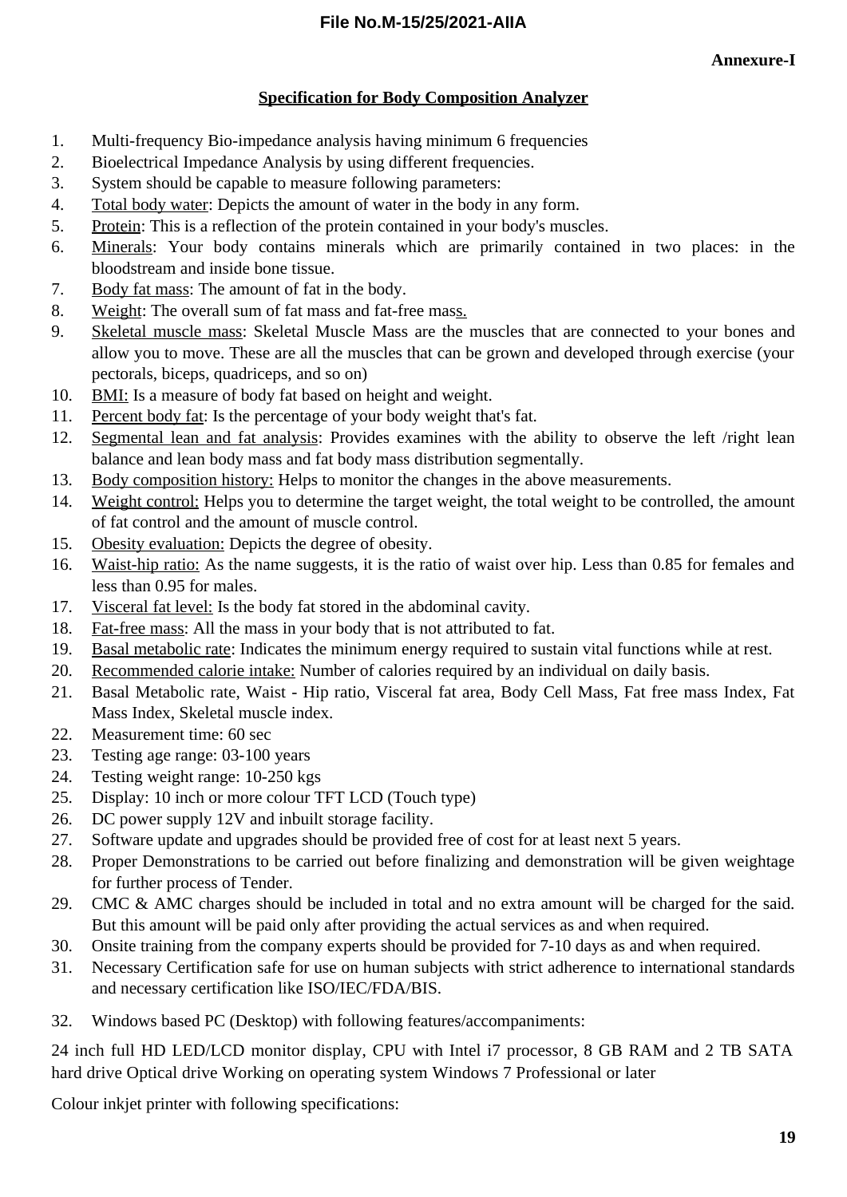**Annexure-I**

**Specification for Body Composition Analyzer**

1. Multi-frequency Bio-impedance analysis having minimum 6 frequencies
2. Bioelectrical Impedance Analysis by using different frequencies.
3. System should be capable to measure following parameters:
4. Total body water: Depicts the amount of water in the body in any form.
5. Protein: This is a reflection of the protein contained in your body's muscles.
6. Minerals: Your body contains minerals which are primarily contained in two places: in the bloodstream and inside bone tissue.
7. Body fat mass: The amount of fat in the body.
8. Weight: The overall sum of fat mass and fat-free mass.
9. Skeletal muscle mass: Skeletal Muscle Mass are the muscles that are connected to your bones and allow you to move. These are all the muscles that can be grown and developed through exercise (your pectorals, biceps, quadriceps, and so on)
10. BMI: Is a measure of body fat based on height and weight.
11. Percent body fat: Is the percentage of your body weight that's fat.
12. Segmental lean and fat analysis: Provides examines with the ability to observe the left /right lean balance and lean body mass and fat body mass distribution segmentally.
13. Body composition history: Helps to monitor the changes in the above measurements.
14. Weight control: Helps you to determine the target weight, the total weight to be controlled, the amount of fat control and the amount of muscle control.
15. Obesity evaluation: Depicts the degree of obesity.
16. Waist-hip ratio: As the name suggests, it is the ratio of waist over hip. Less than 0.85 for females and less than 0.95 for males.
17. Visceral fat level: Is the body fat stored in the abdominal cavity.
18. Fat-free mass: All the mass in your body that is not attributed to fat.
19. Basal metabolic rate: Indicates the minimum energy required to sustain vital functions while at rest.
20. Recommended calorie intake: Number of calories required by an individual on daily basis.
21. Basal Metabolic rate, Waist - Hip ratio, Visceral fat area, Body Cell Mass, Fat free mass Index, Fat Mass Index, Skeletal muscle index.
22. Measurement time: 60 sec
23. Testing age range: 03-100 years
24. Testing weight range: 10-250 kgs
25. Display: 10 inch or more colour TFT LCD (Touch type)
26. DC power supply 12V and inbuilt storage facility.
27. Software update and upgrades should be provided free of cost for at least next 5 years.
28. Proper Demonstrations to be carried out before finalizing and demonstration will be given weightage for further process of Tender.
29. CMC & AMC charges should be included in total and no extra amount will be charged for the said. But this amount will be paid only after providing the actual services as and when required.
30. Onsite training from the company experts should be provided for 7-10 days as and when required.
31. Necessary Certification safe for use on human subjects with strict adherence to international standards and necessary certification like ISO/IEC/FDA/BIS.
32. Windows based PC (Desktop) with following features/accompaniments:

24 inch full HD LED/LCD monitor display, CPU with Intel i7 processor, 8 GB RAM and 2 TB SATA hard drive Optical drive Working on operating system Windows 7 Professional or later

Colour inkjet printer with following specifications: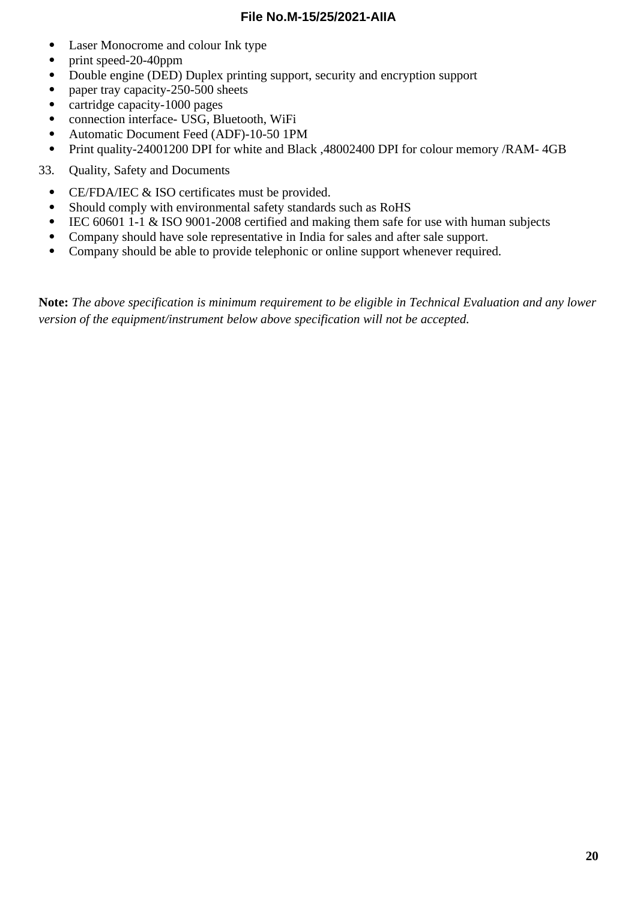- Laser Monocrome and colour Ink type
- print speed-20-40ppm
- Double engine (DED) Duplex printing support, security and encryption support
- paper tray capacity-250-500 sheets
- cartridge capacity-1000 pages
- connection interface- USG, Bluetooth, WiFi
- Automatic Document Feed (ADF)-10-50 1PM
- Print quality-24001200 DPI for white and Black ,48002400 DPI for colour memory /RAM- 4GB

33. Quality, Safety and Documents

- CE/FDA/IEC & ISO certificates must be provided.
- Should comply with environmental safety standards such as RoHS
- IEC 60601 1-1 & ISO 9001-2008 certified and making them safe for use with human subjects
- Company should have sole representative in India for sales and after sale support.
- Company should be able to provide telephonic or online support whenever required.

**Note:** *The above specification is minimum requirement to be eligible in Technical Evaluation and any lower version of the equipment/instrument below above specification will not be accepted.*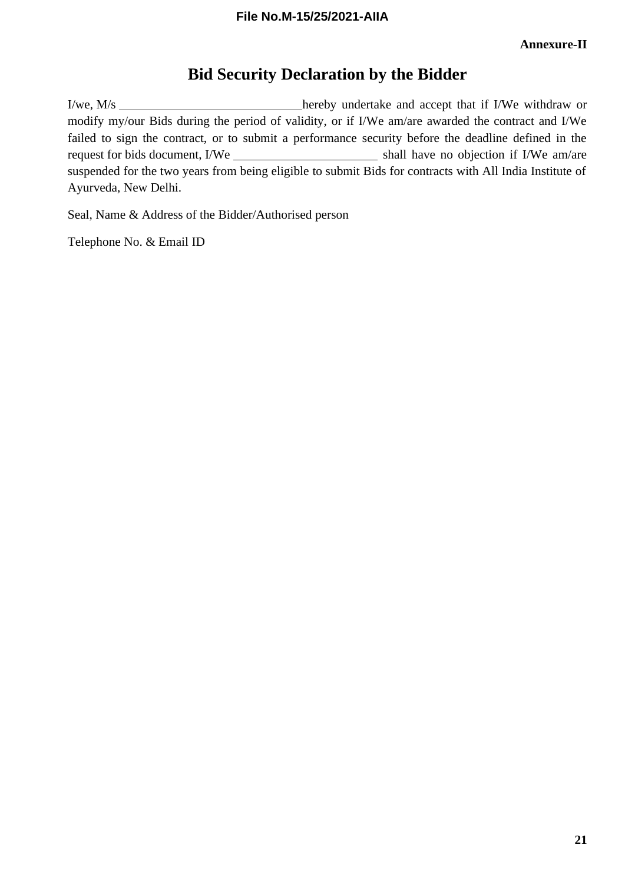**Annexure-II**

# Bid Security Declaration by the Bidder

I/we, M/s ______________________________hereby undertake and accept that if I/We withdraw or modify my/our Bids during the period of validity, or if I/We am/are awarded the contract and I/We failed to sign the contract, or to submit a performance security before the deadline defined in the request for bids document, I/We ________________________ shall have no objection if I/We am/are suspended for the two years from being eligible to submit Bids for contracts with All India Institute of Ayurveda, New Delhi.

Seal, Name & Address of the Bidder/Authorised person

Telephone No. & Email ID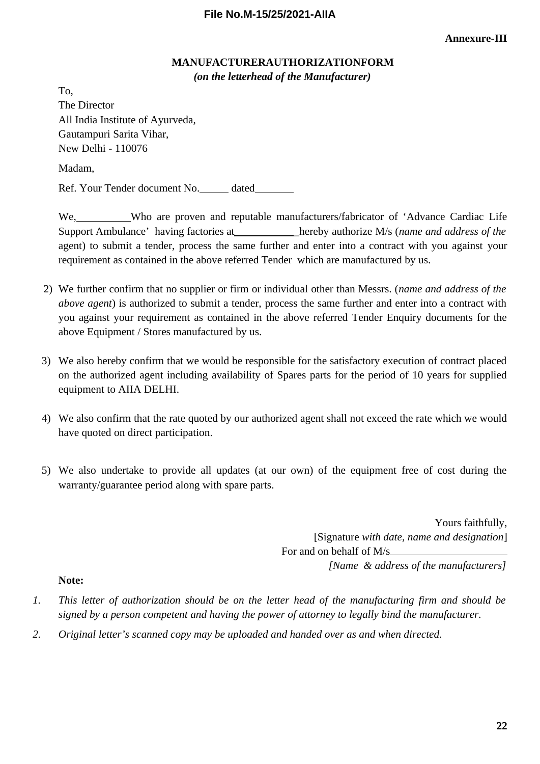**Annexure-III**

## MANUFACTURERAUTHORIZATIONFORM

***(on the letterhead of the Manufacturer)***

To,
The Director
All India Institute of Ayurveda,
Gautampuri Sarita Vihar,
New Delhi - 110076

Madam,

Ref. Your Tender document No.______ dated________

We,__________Who are proven and reputable manufacturers/fabricator of 'Advance Cardiac Life Support Ambulance' having factories at____________hereby authorize M/s (*name and address of the* agent) to submit a tender, process the same further and enter into a contract with you against your requirement as contained in the above referred Tender which are manufactured by us.

2) We further confirm that no supplier or firm or individual other than Messrs. (*name and address of the above agent*) is authorized to submit a tender, process the same further and enter into a contract with you against your requirement as contained in the above referred Tender Enquiry documents for the above Equipment / Stores manufactured by us.

3) We also hereby confirm that we would be responsible for the satisfactory execution of contract placed on the authorized agent including availability of Spares parts for the period of 10 years for supplied equipment to AIIA DELHI.

4) We also confirm that the rate quoted by our authorized agent shall not exceed the rate which we would have quoted on direct participation.

5) We also undertake to provide all updates (at our own) of the equipment free of cost during the warranty/guarantee period along with spare parts.

Yours faithfully,
[Signature *with date, name and designation*]
For and on behalf of M/s______________________
*[Name & address of the manufacturers]*

**Note:**

1. *This letter of authorization should be on the letter head of the manufacturing firm and should be signed by a person competent and having the power of attorney to legally bind the manufacturer.*
2. *Original letter's scanned copy may be uploaded and handed over as and when directed.*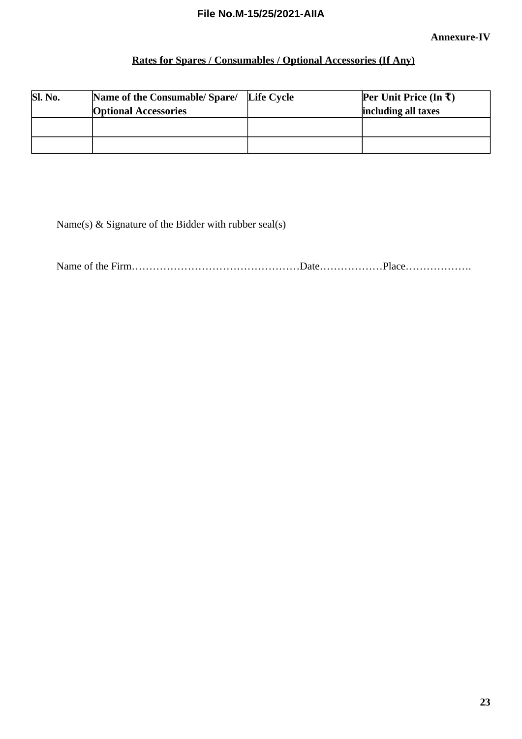**Annexure-IV**

**Rates for Spares / Consumables / Optional Accessories (If Any)**

| Sl. No. | Name of the Consumable/ Spare/ Optional Accessories | Life Cycle | Per Unit Price (In ₹) including all taxes |
|---|---|---|---|
| | | | |
| | | | |

Name(s) & Signature of the Bidder with rubber seal(s)

Name of the Firm…………………………………………Date………………Place……………….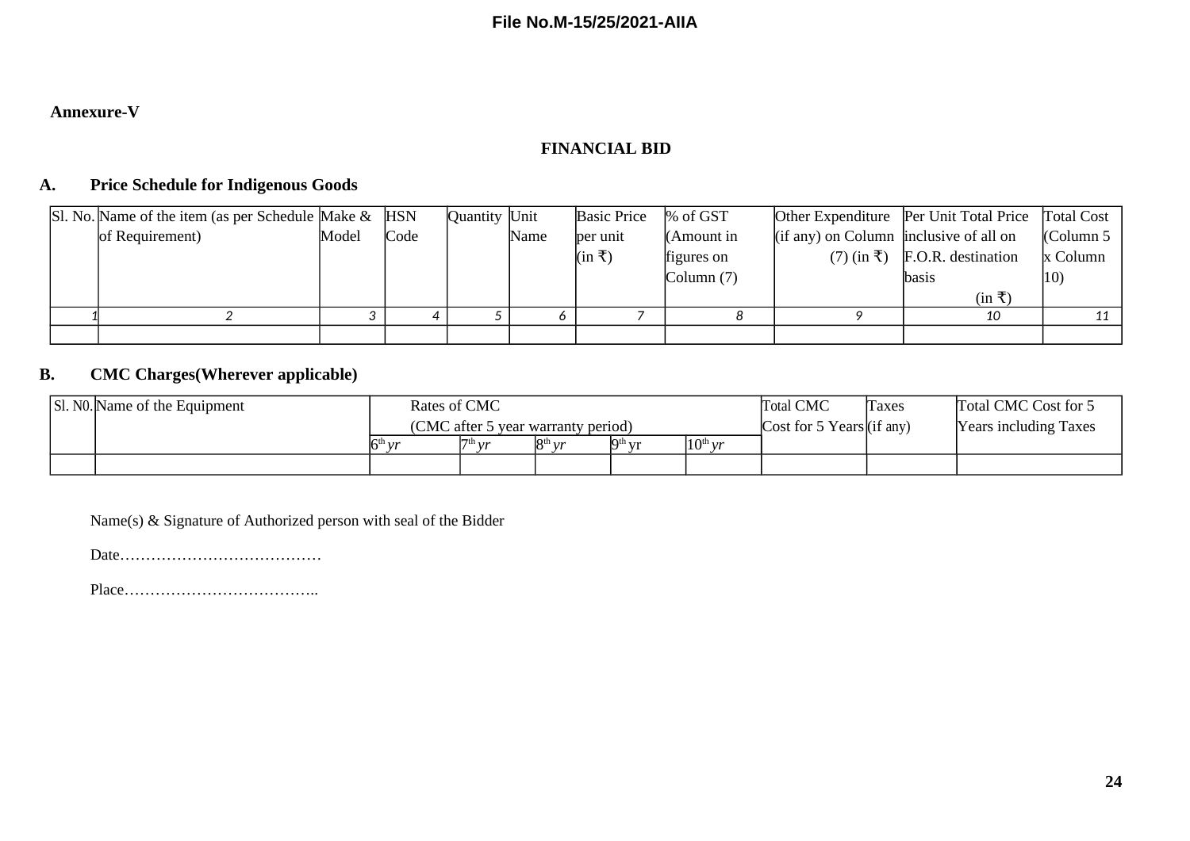**Annexure-V**

**FINANCIAL BID**

## A. Price Schedule for Indigenous Goods

| Sl. No. | Name of the item (as per Schedule of Requirement) | Make & Model | HSN Code | Quantity | Unit Name | Basic Price per unit (in ₹) | % of GST (Amount in figures on Column (7) | Other Expenditure (if any) on Column (7) (in ₹) | Per Unit Total Price inclusive of all on F.O.R. destination basis (in ₹) | Total Cost (Column 5 x Column 10) |
|---|---|---|---|---|---|---|---|---|---|---|
| 1 | 2 | 3 | 4 | 5 | 6 | 7 | 8 | 9 | 10 | 11 |
| | | | | | | | | | | |

## B. CMC Charges(Wherever applicable)

| Sl. N0. | Name of the Equipment | Rates of CMC (CMC after 5 year warranty period) | | | | | Total CMC Cost for 5 Years | Taxes (if any) | Total CMC Cost for 5 Years including Taxes |
|---|---|---|---|---|---|---|---|---|---|
| | | 6th yr | 7th yr | 8th yr | 9th yr | 10th yr | | | |
| | | | | | | | | | |

Name(s) & Signature of Authorized person with seal of the Bidder

Date…………………………………

Place………………………………..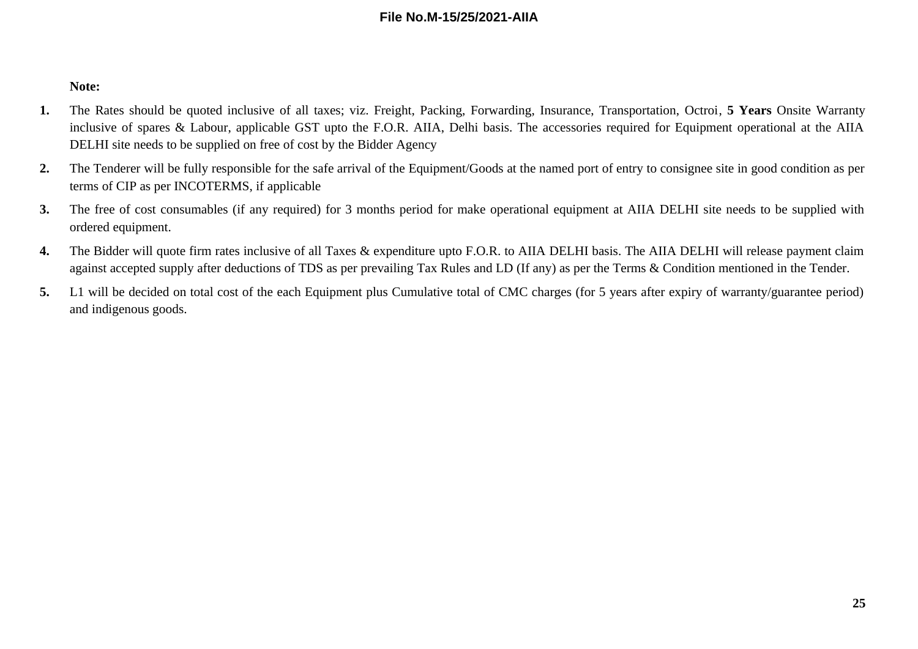**Note:**

1. The Rates should be quoted inclusive of all taxes; viz. Freight, Packing, Forwarding, Insurance, Transportation, Octroi, **5 Years** Onsite Warranty inclusive of spares & Labour, applicable GST upto the F.O.R. AIIA, Delhi basis. The accessories required for Equipment operational at the AIIA DELHI site needs to be supplied on free of cost by the Bidder Agency
2. The Tenderer will be fully responsible for the safe arrival of the Equipment/Goods at the named port of entry to consignee site in good condition as per terms of CIP as per INCOTERMS, if applicable
3. The free of cost consumables (if any required) for 3 months period for make operational equipment at AIIA DELHI site needs to be supplied with ordered equipment.
4. The Bidder will quote firm rates inclusive of all Taxes & expenditure upto F.O.R. to AIIA DELHI basis. The AIIA DELHI will release payment claim against accepted supply after deductions of TDS as per prevailing Tax Rules and LD (If any) as per the Terms & Condition mentioned in the Tender.
5. L1 will be decided on total cost of the each Equipment plus Cumulative total of CMC charges (for 5 years after expiry of warranty/guarantee period) and indigenous goods.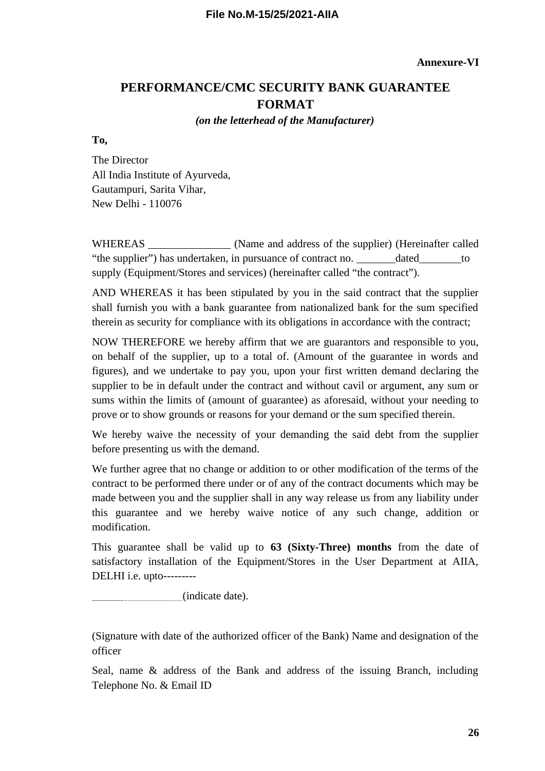**Annexure-VI**

# PERFORMANCE/CMC SECURITY BANK GUARANTEE FORMAT

***(on the letterhead of the Manufacturer)***

**To,**

The Director
All India Institute of Ayurveda,
Gautampuri, Sarita Vihar,
New Delhi - 110076

WHEREAS _______________ (Name and address of the supplier) (Hereinafter called "the supplier") has undertaken, in pursuance of contract no. _______dated________to supply (Equipment/Stores and services) (hereinafter called "the contract").

AND WHEREAS it has been stipulated by you in the said contract that the supplier shall furnish you with a bank guarantee from nationalized bank for the sum specified therein as security for compliance with its obligations in accordance with the contract;

NOW THEREFORE we hereby affirm that we are guarantors and responsible to you, on behalf of the supplier, up to a total of. (Amount of the guarantee in words and figures), and we undertake to pay you, upon your first written demand declaring the supplier to be in default under the contract and without cavil or argument, any sum or sums within the limits of (amount of guarantee) as aforesaid, without your needing to prove or to show grounds or reasons for your demand or the sum specified therein.

We hereby waive the necessity of your demanding the said debt from the supplier before presenting us with the demand.

We further agree that no change or addition to or other modification of the terms of the contract to be performed there under or of any of the contract documents which may be made between you and the supplier shall in any way release us from any liability under this guarantee and we hereby waive notice of any such change, addition or modification.

This guarantee shall be valid up to **63 (Sixty-Three) months** from the date of satisfactory installation of the Equipment/Stores in the User Department at AIIA, DELHI i.e. upto---------

.................................................(indicate date).

(Signature with date of the authorized officer of the Bank) Name and designation of the officer

Seal, name & address of the Bank and address of the issuing Branch, including Telephone No. & Email ID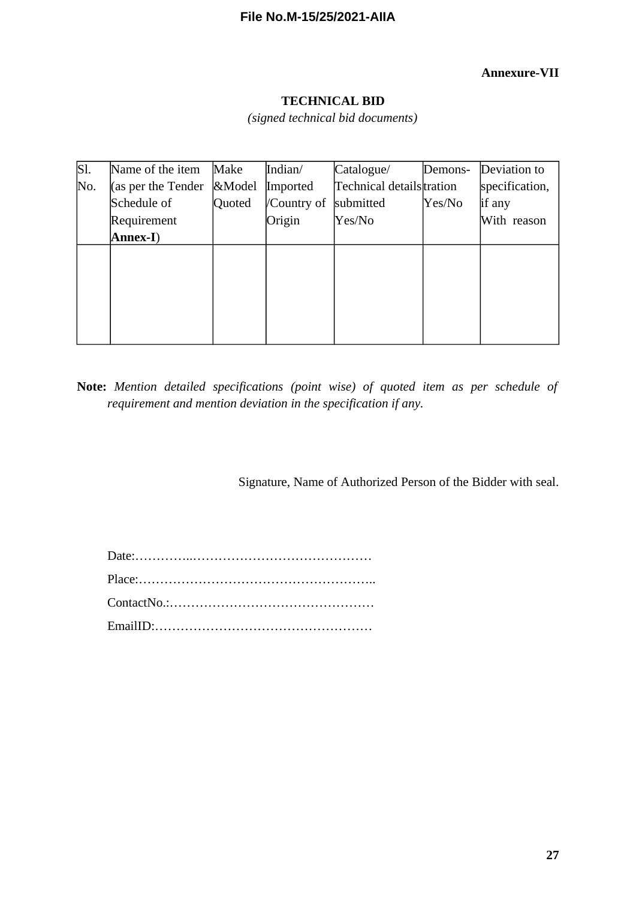**Annexure-VII**

**TECHNICAL BID**

*(signed technical bid documents)*

| Sl. No. | Name of the item (as per the Tender Schedule of Requirement **Annex-I**) | Make &Model Quoted | Indian/ Imported /Country of Origin | Catalogue/ Technical details submitted Yes/No | Demons-tration Yes/No | Deviation to specification, if any With reason |
|---|---|---|---|---|---|---|
| | | | | | | |

**Note:** *Mention detailed specifications (point wise) of quoted item as per schedule of requirement and mention deviation in the specification if any.*

Signature, Name of Authorized Person of the Bidder with seal.

Date:…………..……………………………………

Place:………………………………………………..

ContactNo.:…………………………………………

EmailID:……………………………………………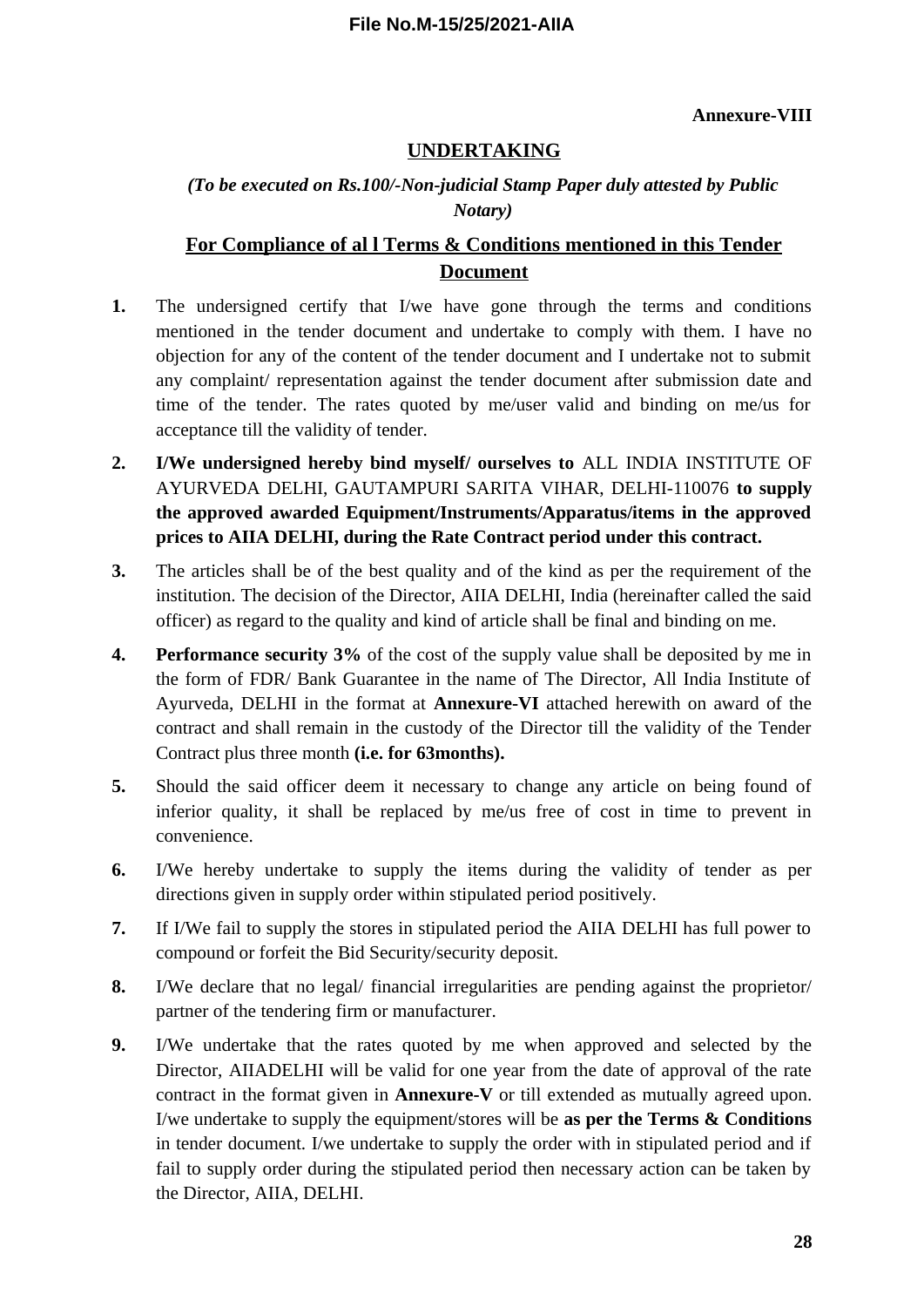**Annexure-VIII**

## UNDERTAKING

*(To be executed on Rs.100/-Non-judicial Stamp Paper duly attested by Public Notary)*

## For Compliance of al l Terms & Conditions mentioned in this Tender Document

1. The undersigned certify that I/we have gone through the terms and conditions mentioned in the tender document and undertake to comply with them. I have no objection for any of the content of the tender document and I undertake not to submit any complaint/ representation against the tender document after submission date and time of the tender. The rates quoted by me/user valid and binding on me/us for acceptance till the validity of tender.
2. **I/We undersigned hereby bind myself/ ourselves to** ALL INDIA INSTITUTE OF AYURVEDA DELHI, GAUTAMPURI SARITA VIHAR, DELHI-110076 **to supply the approved awarded Equipment/Instruments/Apparatus/items in the approved prices to AIIA DELHI, during the Rate Contract period under this contract.**
3. The articles shall be of the best quality and of the kind as per the requirement of the institution. The decision of the Director, AIIA DELHI, India (hereinafter called the said officer) as regard to the quality and kind of article shall be final and binding on me.
4. **Performance security 3%** of the cost of the supply value shall be deposited by me in the form of FDR/ Bank Guarantee in the name of The Director, All India Institute of Ayurveda, DELHI in the format at **Annexure-VI** attached herewith on award of the contract and shall remain in the custody of the Director till the validity of the Tender Contract plus three month **(i.e. for 63months).**
5. Should the said officer deem it necessary to change any article on being found of inferior quality, it shall be replaced by me/us free of cost in time to prevent in convenience.
6. I/We hereby undertake to supply the items during the validity of tender as per directions given in supply order within stipulated period positively.
7. If I/We fail to supply the stores in stipulated period the AIIA DELHI has full power to compound or forfeit the Bid Security/security deposit.
8. I/We declare that no legal/ financial irregularities are pending against the proprietor/ partner of the tendering firm or manufacturer.
9. I/We undertake that the rates quoted by me when approved and selected by the Director, AIIADELHI will be valid for one year from the date of approval of the rate contract in the format given in **Annexure-V** or till extended as mutually agreed upon. I/we undertake to supply the equipment/stores will be **as per the Terms & Conditions** in tender document. I/we undertake to supply the order with in stipulated period and if fail to supply order during the stipulated period then necessary action can be taken by the Director, AIIA, DELHI.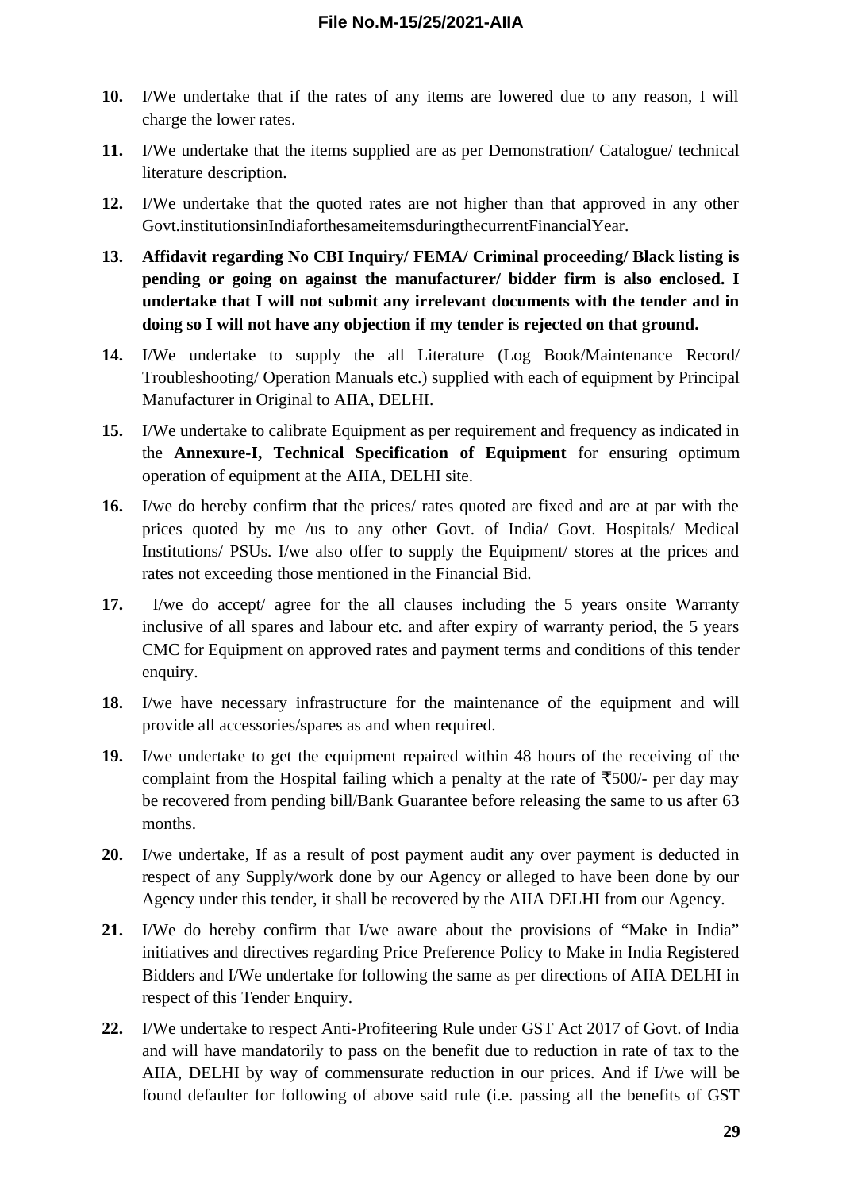10. I/We undertake that if the rates of any items are lowered due to any reason, I will charge the lower rates.

11. I/We undertake that the items supplied are as per Demonstration/ Catalogue/ technical literature description.

12. I/We undertake that the quoted rates are not higher than that approved in any other Govt.institutionsinIndiaforthesameitemsduringthecurrentFinancialYear.

13. **Affidavit regarding No CBI Inquiry/ FEMA/ Criminal proceeding/ Black listing is pending or going on against the manufacturer/ bidder firm is also enclosed. I undertake that I will not submit any irrelevant documents with the tender and in doing so I will not have any objection if my tender is rejected on that ground.**

14. I/We undertake to supply the all Literature (Log Book/Maintenance Record/ Troubleshooting/ Operation Manuals etc.) supplied with each of equipment by Principal Manufacturer in Original to AIIA, DELHI.

15. I/We undertake to calibrate Equipment as per requirement and frequency as indicated in the **Annexure-I, Technical Specification of Equipment** for ensuring optimum operation of equipment at the AIIA, DELHI site.

16. I/we do hereby confirm that the prices/ rates quoted are fixed and are at par with the prices quoted by me /us to any other Govt. of India/ Govt. Hospitals/ Medical Institutions/ PSUs. I/we also offer to supply the Equipment/ stores at the prices and rates not exceeding those mentioned in the Financial Bid.

17. I/we do accept/ agree for the all clauses including the 5 years onsite Warranty inclusive of all spares and labour etc. and after expiry of warranty period, the 5 years CMC for Equipment on approved rates and payment terms and conditions of this tender enquiry.

18. I/we have necessary infrastructure for the maintenance of the equipment and will provide all accessories/spares as and when required.

19. I/we undertake to get the equipment repaired within 48 hours of the receiving of the complaint from the Hospital failing which a penalty at the rate of ₹500/- per day may be recovered from pending bill/Bank Guarantee before releasing the same to us after 63 months.

20. I/we undertake, If as a result of post payment audit any over payment is deducted in respect of any Supply/work done by our Agency or alleged to have been done by our Agency under this tender, it shall be recovered by the AIIA DELHI from our Agency.

21. I/We do hereby confirm that I/we aware about the provisions of "Make in India" initiatives and directives regarding Price Preference Policy to Make in India Registered Bidders and I/We undertake for following the same as per directions of AIIA DELHI in respect of this Tender Enquiry.

22. I/We undertake to respect Anti-Profiteering Rule under GST Act 2017 of Govt. of India and will have mandatorily to pass on the benefit due to reduction in rate of tax to the AIIA, DELHI by way of commensurate reduction in our prices. And if I/we will be found defaulter for following of above said rule (i.e. passing all the benefits of GST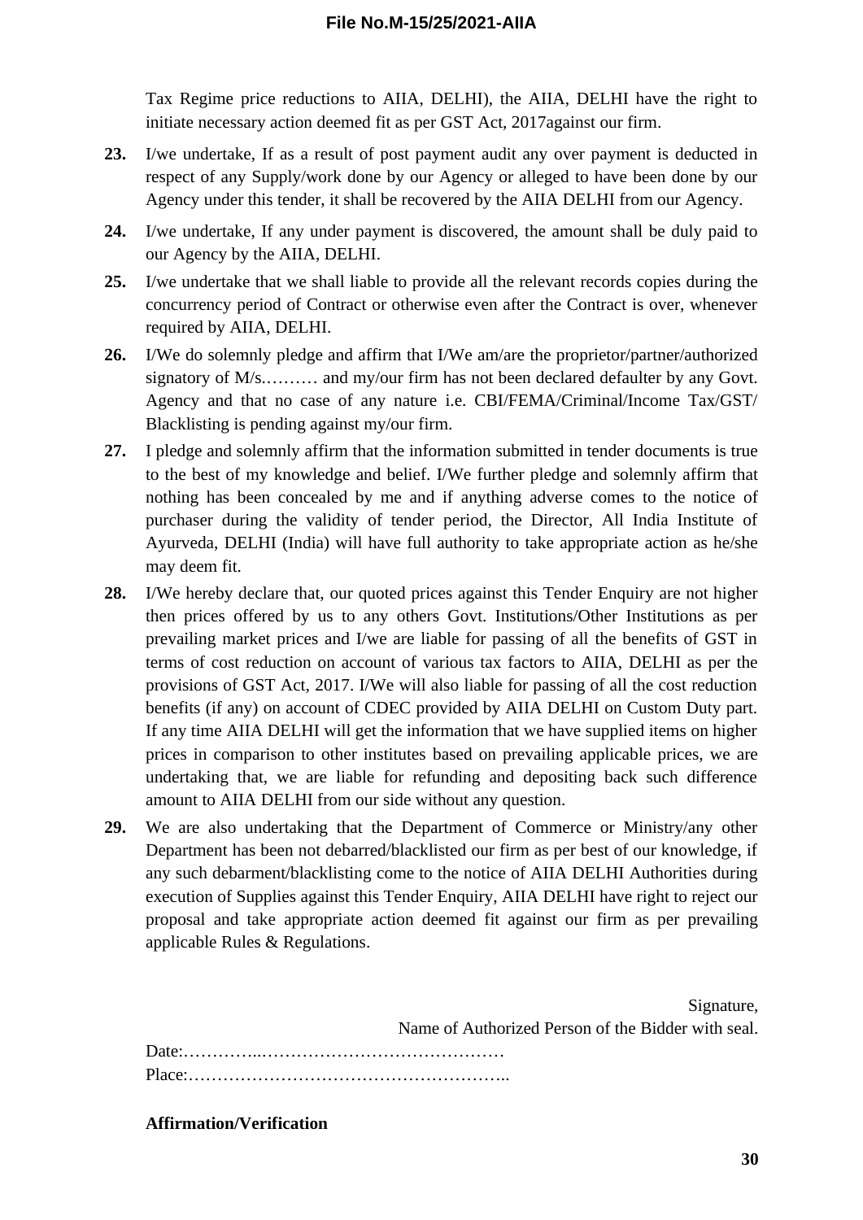Tax Regime price reductions to AIIA, DELHI), the AIIA, DELHI have the right to initiate necessary action deemed fit as per GST Act, 2017against our firm.

**23.** I/we undertake, If as a result of post payment audit any over payment is deducted in respect of any Supply/work done by our Agency or alleged to have been done by our Agency under this tender, it shall be recovered by the AIIA DELHI from our Agency.

**24.** I/we undertake, If any under payment is discovered, the amount shall be duly paid to our Agency by the AIIA, DELHI.

**25.** I/we undertake that we shall liable to provide all the relevant records copies during the concurrency period of Contract or otherwise even after the Contract is over, whenever required by AIIA, DELHI.

**26.** I/We do solemnly pledge and affirm that I/We am/are the proprietor/partner/authorized signatory of M/s.……… and my/our firm has not been declared defaulter by any Govt. Agency and that no case of any nature i.e. CBI/FEMA/Criminal/Income Tax/GST/ Blacklisting is pending against my/our firm.

**27.** I pledge and solemnly affirm that the information submitted in tender documents is true to the best of my knowledge and belief. I/We further pledge and solemnly affirm that nothing has been concealed by me and if anything adverse comes to the notice of purchaser during the validity of tender period, the Director, All India Institute of Ayurveda, DELHI (India) will have full authority to take appropriate action as he/she may deem fit.

**28.** I/We hereby declare that, our quoted prices against this Tender Enquiry are not higher then prices offered by us to any others Govt. Institutions/Other Institutions as per prevailing market prices and I/we are liable for passing of all the benefits of GST in terms of cost reduction on account of various tax factors to AIIA, DELHI as per the provisions of GST Act, 2017. I/We will also liable for passing of all the cost reduction benefits (if any) on account of CDEC provided by AIIA DELHI on Custom Duty part. If any time AIIA DELHI will get the information that we have supplied items on higher prices in comparison to other institutes based on prevailing applicable prices, we are undertaking that, we are liable for refunding and depositing back such difference amount to AIIA DELHI from our side without any question.

**29.** We are also undertaking that the Department of Commerce or Ministry/any other Department has been not debarred/blacklisted our firm as per best of our knowledge, if any such debarment/blacklisting come to the notice of AIIA DELHI Authorities during execution of Supplies against this Tender Enquiry, AIIA DELHI have right to reject our proposal and take appropriate action deemed fit against our firm as per prevailing applicable Rules & Regulations.

Signature,
Name of Authorized Person of the Bidder with seal.

Date:…………..……………………………………
Place:………………………………………………..

**Affirmation/Verification**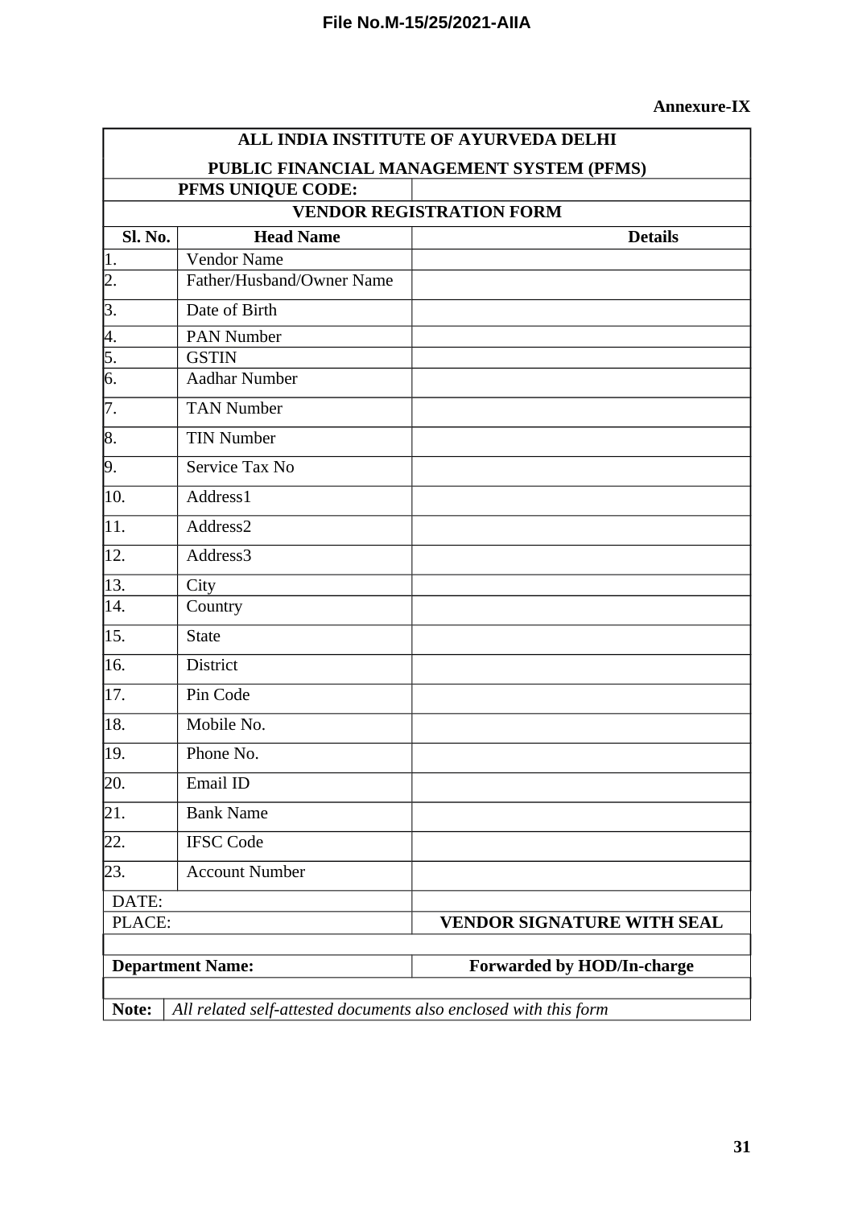**File No.M-15/25/2021-AIIA**

**Annexure-IX**

| | | |
|---|---|---|
| **ALL INDIA INSTITUTE OF AYURVEDA DELHI** | | |
| **PUBLIC FINANCIAL MANAGEMENT SYSTEM (PFMS)** | | |
| **PFMS UNIQUE CODE:** | | |
| **VENDOR REGISTRATION FORM** | | |
| **Sl. No.** | **Head Name** | **Details** |
| 1. | Vendor Name | |
| 2. | Father/Husband/Owner Name | |
| 3. | Date of Birth | |
| 4. | PAN Number | |
| 5. | GSTIN | |
| 6. | Aadhar Number | |
| 7. | TAN Number | |
| 8. | TIN Number | |
| 9. | Service Tax No | |
| 10. | Address1 | |
| 11. | Address2 | |
| 12. | Address3 | |
| 13. | City | |
| 14. | Country | |
| 15. | State | |
| 16. | District | |
| 17. | Pin Code | |
| 18. | Mobile No. | |
| 19. | Phone No. | |
| 20. | Email ID | |
| 21. | Bank Name | |
| 22. | IFSC Code | |
| 23. | Account Number | |
| DATE: | | |
| PLACE: | | **VENDOR SIGNATURE WITH SEAL** |
| | | |
| **Department Name:** | | **Forwarded by HOD/In-charge** |
| | | |
| **Note:** | *All related self-attested documents also enclosed with this form* | |